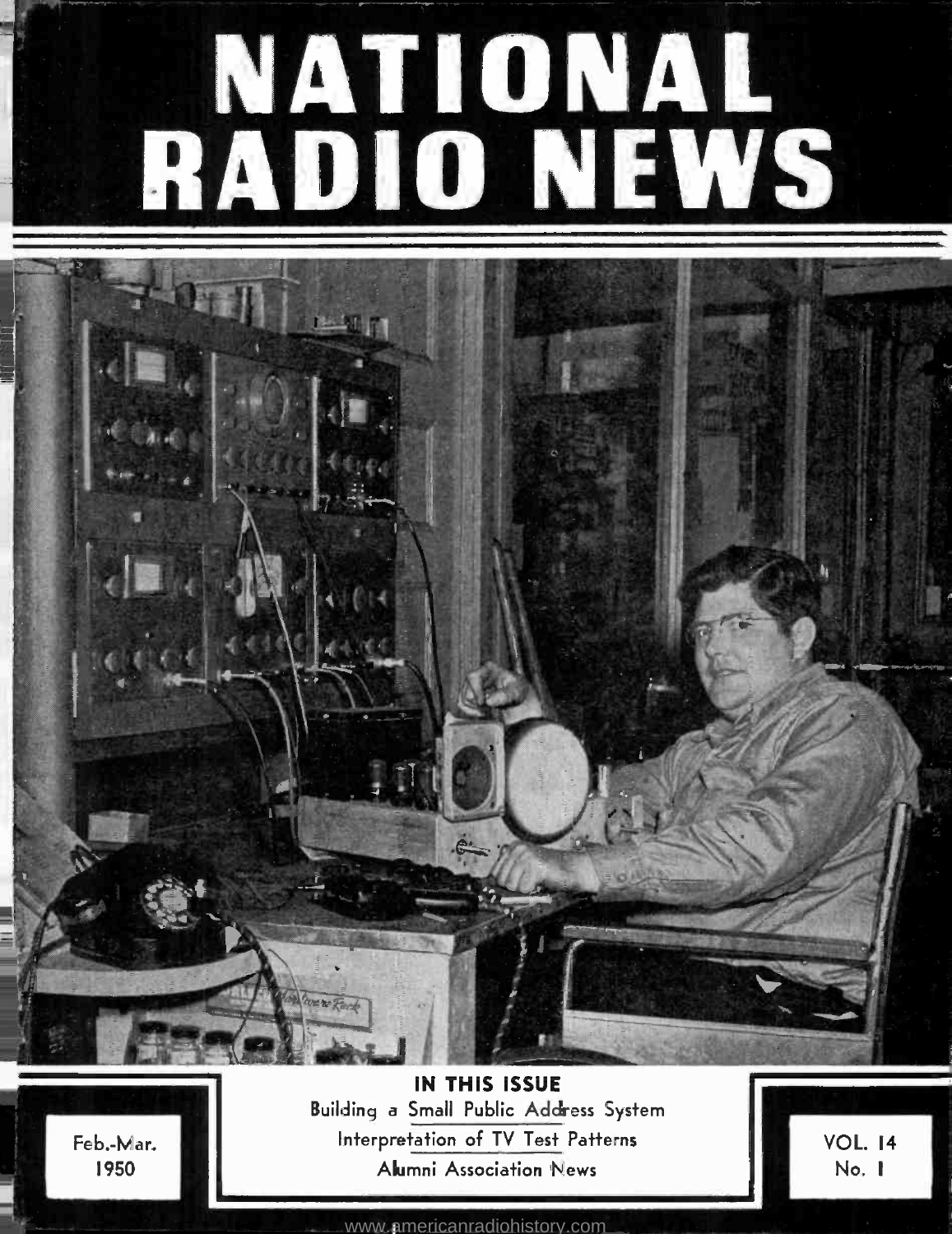# NATIONAL RADIO NEWS

**IN THIS ISSUE**

Building a Small Public Address System

Interpretation of TV Test Patterns

Alumni Association News

Feb.-Mar. 1950

VOL. 14 No. 1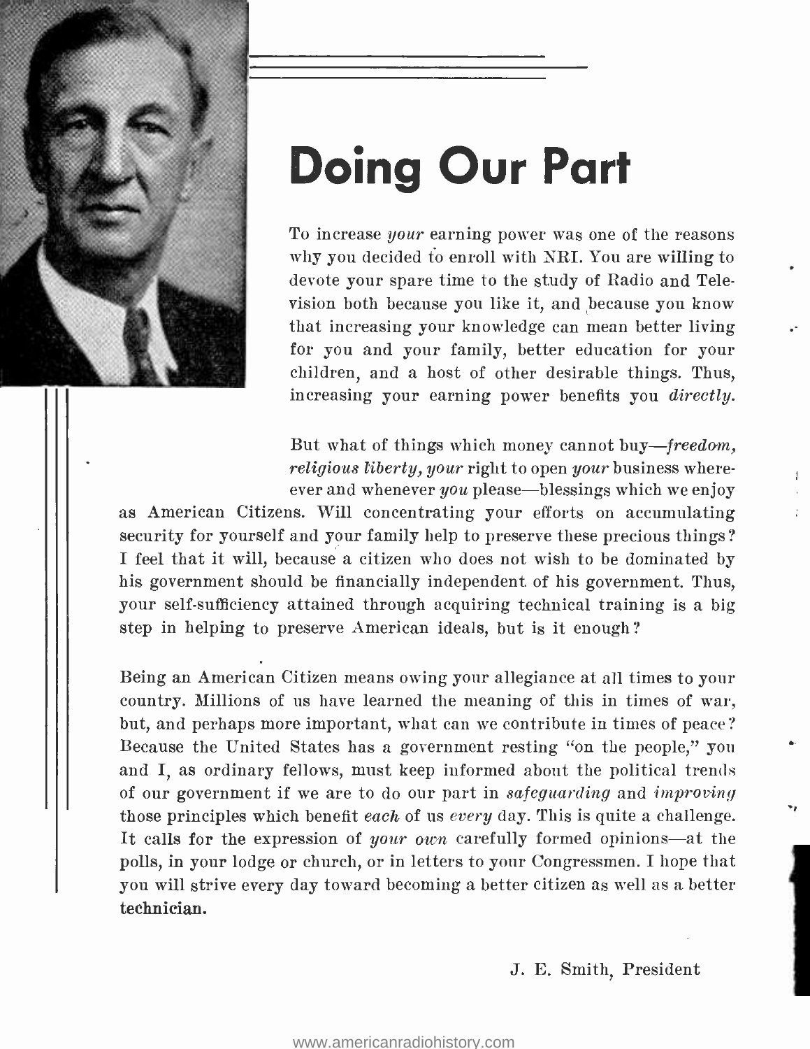# Doing Our Part

To increase *your* earning power was one of the reasons why you decided to enroll with NRI. You are willing to devote your spare time to the study of Radio and Television both because you like it, and because you know that increasing your knowledge can mean better living for you and your family, better education for your children, and a host of other desirable things. Thus, increasing your earning power benefits you *directly.*

But what of things which money cannot buy—*freedom, religious liberty, your* right to open *your* business whereever and whenever *you* please—blessings which we enjoy as American Citizens. Will concentrating your efforts on accumulating security for yourself and your family help to preserve these precious things? I feel that it will, because a citizen who does not wish to be dominated by his government should be financially independent of his government. Thus, your self-sufficiency attained through acquiring technical training is a big step in helping to preserve American ideals, but is it enough?

Being an American Citizen means owing your allegiance at all times to your country. Millions of us have learned the meaning of this in times of war, but, and perhaps more important, what can we contribute in times of peace? Because the United States has a government resting "on the people," you and I, as ordinary fellows, must keep informed about the political trends of our government if we are to do our part in *safeguarding* and *improving* those principles which benefit *each* of us *every* day. This is quite a challenge. It calls for the expression of *your own* carefully formed opinions—at the polls, in your lodge or church, or in letters to your Congressmen. I hope that you will strive every day toward becoming a better citizen as well as a better **technician.**

J. E. Smith, President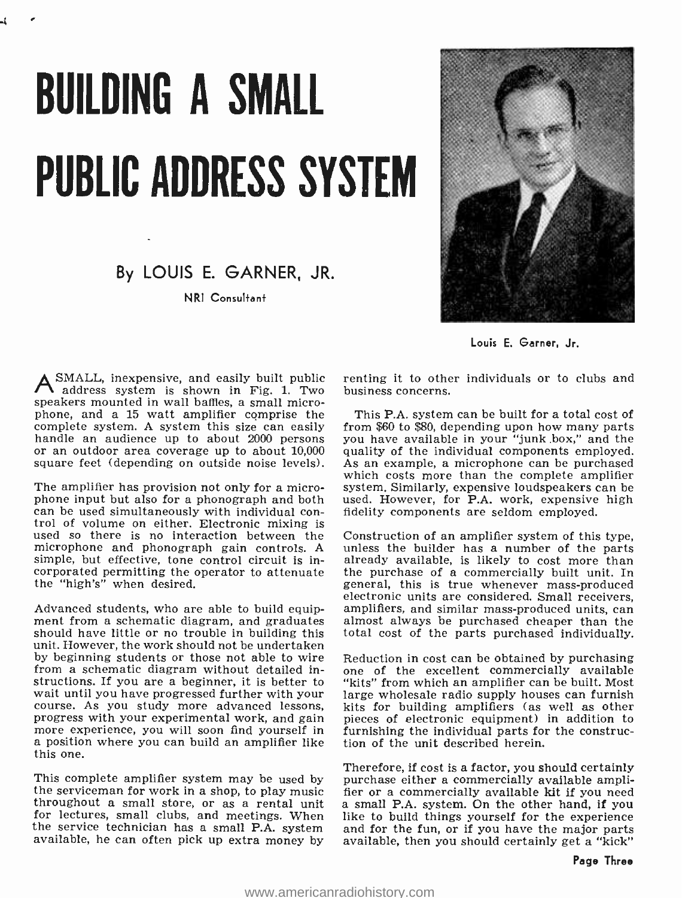# BUILDING A SMALL PUBLIC ADDRESS SYSTEM

By LOUIS E. GARNER, JR.

NRI Consultant

Louis E. Garner, Jr.

A SMALL, inexpensive, and easily built public address system is shown in Fig. 1. Two speakers mounted in wall baffles, a small microphone, and a 15 watt amplifier comprise the complete system. A system this size can easily handle an audience up to about 2000 persons or an outdoor area coverage up to about 10,000 square feet (depending on outside noise levels).

The amplifier has provision not only for a microphone input but also for a phonograph and both can be used simultaneously with individual control of volume on either. Electronic mixing is used so there is no interaction between the microphone and phonograph gain controls. A simple, but effective, tone control circuit is incorporated permitting the operator to attenuate the "high's" when desired.

Advanced students, who are able to build equipment from a schematic diagram, and graduates should have little or no trouble in building this unit. However, the work should not be undertaken by beginning students or those not able to wire from a schematic diagram without detailed instructions. If you are a beginner, it is better to wait until you have progressed further with your course. As you study more advanced lessons, progress with your experimental work, and gain more experience, you will soon find yourself in a position where you can build an amplifier like this one.

This complete amplifier system may be used by the serviceman for work in a shop, to play music throughout a small store, or as a rental unit for lectures, small clubs, and meetings. When the service technician has a small P.A. system available, he can often pick up extra money by renting it to other individuals or to clubs and business concerns.

This P.A. system can be built for a total cost of from $60 to $80, depending upon how many parts you have available in your "junk box," and the quality of the individual components employed. As an example, a microphone can be purchased which costs more than the complete amplifier system. Similarly, expensive loudspeakers can be used. However, for P.A. work, expensive high fidelity components are seldom employed.

Construction of an amplifier system of this type, unless the builder has a number of the parts already available, is likely to cost more than the purchase of a commercially built unit. In general, this is true whenever mass-produced electronic units are considered. Small receivers, amplifiers, and similar mass-produced units, can almost always be purchased cheaper than the total cost of the parts purchased individually.

Reduction in cost can be obtained by purchasing one of the excellent commercially available "kits" from which an amplifier can be built. Most large wholesale radio supply houses can furnish kits for building amplifiers (as well as other pieces of electronic equipment) in addition to furnishing the individual parts for the construction of the unit described herein.

Therefore, if cost is a factor, you should certainly purchase either a commercially available amplifier or a commercially available kit if you need a small P.A. system. On the other hand, if you like to build things yourself for the experience and for the fun, or if you have the major parts available, then you should certainly get a "kick"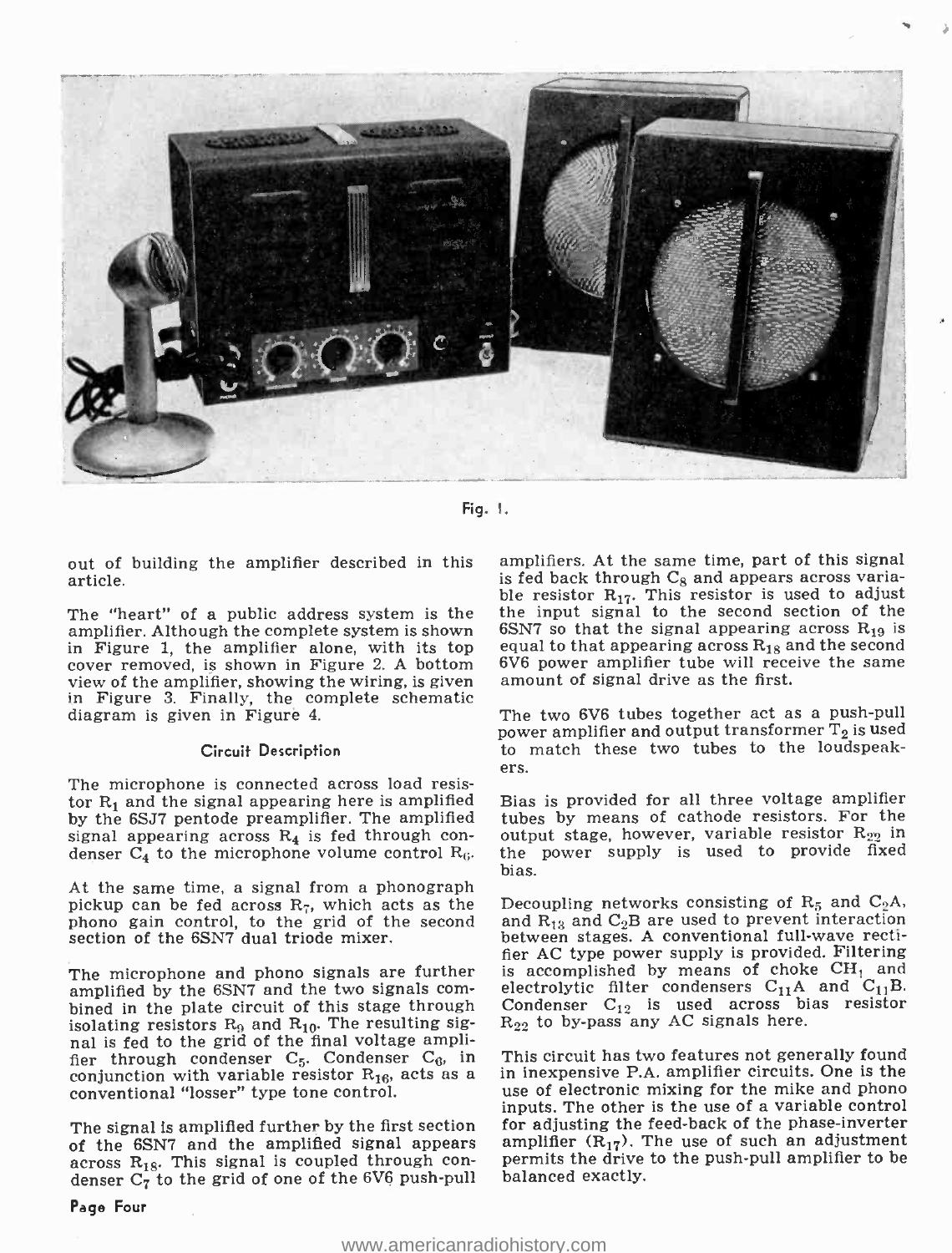Fig. 1.

out of building the amplifier described in this article.

The "heart" of a public address system is the amplifier. Although the complete system is shown in Figure 1, the amplifier alone, with its top cover removed, is shown in Figure 2. A bottom view of the amplifier, showing the wiring, is given in Figure 3. Finally, the complete schematic diagram is given in Figure 4.

### Circuit Description

The microphone is connected across load resistor $R_1$ and the signal appearing here is amplified by the 6SJ7 pentode preamplifier. The amplified signal appearing across $R_4$ is fed through condenser $C_4$ to the microphone volume control $R_6$.

At the same time, a signal from a phonograph pickup can be fed across $R_7$, which acts as the phono gain control, to the grid of the second section of the 6SN7 dual triode mixer.

The microphone and phono signals are further amplified by the 6SN7 and the two signals combined in the plate circuit of this stage through isolating resistors $R_9$ and $R_{10}$. The resulting signal is fed to the grid of the final voltage amplifier through condenser $C_5$. Condenser $C_6$, in conjunction with variable resistor $R_{16}$, acts as a conventional "losser" type tone control.

The signal is amplified further by the first section of the 6SN7 and the amplified signal appears across $R_{18}$. This signal is coupled through condenser $C_7$ to the grid of one of the 6V6 push-pull amplifiers. At the same time, part of this signal is fed back through $C_8$ and appears across variable resistor $R_{17}$. This resistor is used to adjust the input signal to the second section of the 6SN7 so that the signal appearing across $R_{19}$ is equal to that appearing across $R_{18}$ and the second 6V6 power amplifier tube will receive the same amount of signal drive as the first.

The two 6V6 tubes together act as a push-pull power amplifier and output transformer $T_2$ is used to match these two tubes to the loudspeakers.

Bias is provided for all three voltage amplifier tubes by means of cathode resistors. For the output stage, however, variable resistor $R_{22}$ in the power supply is used to provide fixed bias.

Decoupling networks consisting of $R_5$ and $C_2A$, and $R_{13}$ and $C_2B$ are used to prevent interaction between stages. A conventional full-wave rectifier AC type power supply is provided. Filtering is accomplished by means of choke $CH_1$ and electrolytic filter condensers $C_{11}A$ and $C_{11}B$. Condenser $C_{12}$ is used across bias resistor $R_{22}$ to by-pass any AC signals here.

This circuit has two features not generally found in inexpensive P.A. amplifier circuits. One is the use of electronic mixing for the mike and phono inputs. The other is the use of a variable control for adjusting the feed-back of the phase-inverter amplifier ($R_{17}$). The use of such an adjustment permits the drive to the push-pull amplifier to be balanced exactly.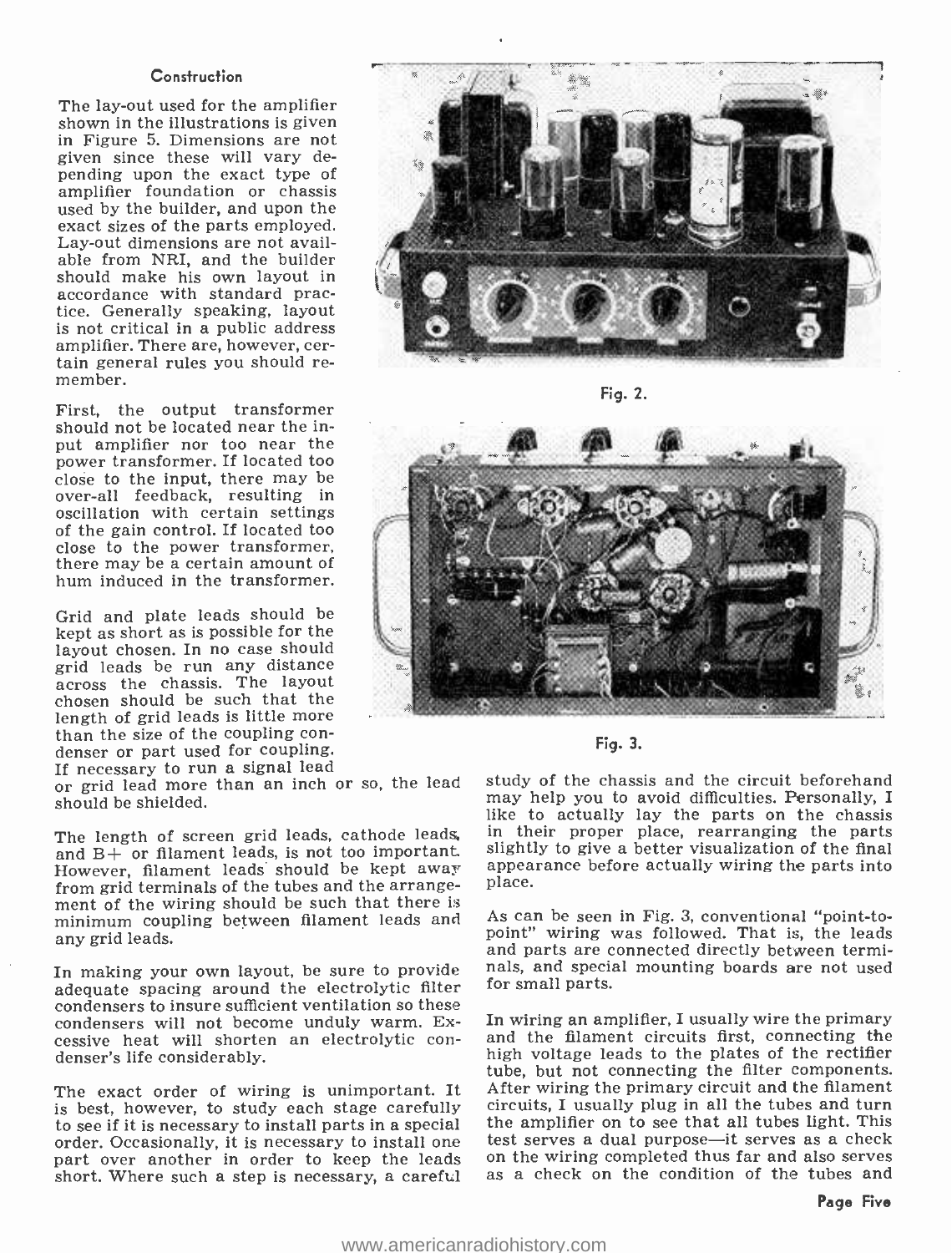### Construction

The lay-out used for the amplifier shown in the illustrations is given in Figure 5. Dimensions are not given since these will vary depending upon the exact type of amplifier foundation or chassis used by the builder, and upon the exact sizes of the parts employed. Lay-out dimensions are not available from NRI, and the builder should make his own layout in accordance with standard practice. Generally speaking, layout is not critical in a public address amplifier. There are, however, certain general rules you should remember.

First, the output transformer should not be located near the input amplifier nor too near the power transformer. If located too close to the input, there may be over-all feedback, resulting in oscillation with certain settings of the gain control. If located too close to the power transformer, there may be a certain amount of hum induced in the transformer.

Grid and plate leads should be kept as short as is possible for the layout chosen. In no case should grid leads be run any distance across the chassis. The layout chosen should be such that the length of grid leads is little more than the size of the coupling condenser or part used for coupling. If necessary to run a signal lead or grid lead more than an inch or so, the lead should be shielded.

The length of screen grid leads, cathode leads, and B+ or filament leads, is not too important. However, filament leads should be kept away from grid terminals of the tubes and the arrangement of the wiring should be such that there is minimum coupling between filament leads and any grid leads.

In making your own layout, be sure to provide adequate spacing around the electrolytic filter condensers to insure sufficient ventilation so these condensers will not become unduly warm. Excessive heat will shorten an electrolytic condenser's life considerably.

The exact order of wiring is unimportant. It is best, however, to study each stage carefully to see if it is necessary to install parts in a special order. Occasionally, it is necessary to install one part over another in order to keep the leads short. Where such a step is necessary, a careful study of the chassis and the circuit beforehand may help you to avoid difficulties. Personally, I like to actually lay the parts on the chassis in their proper place, rearranging the parts slightly to give a better visualization of the final appearance before actually wiring the parts into place.

Fig. 2.

Fig. 3.

As can be seen in Fig. 3, conventional "point-to-point" wiring was followed. That is, the leads and parts are connected directly between terminals, and special mounting boards are not used for small parts.

In wiring an amplifier, I usually wire the primary and the filament circuits first, connecting the high voltage leads to the plates of the rectifier tube, but not connecting the filter components. After wiring the primary circuit and the filament circuits, I usually plug in all the tubes and turn the amplifier on to see that all tubes light. This test serves a dual purpose—it serves as a check on the wiring completed thus far and also serves as a check on the condition of the tubes and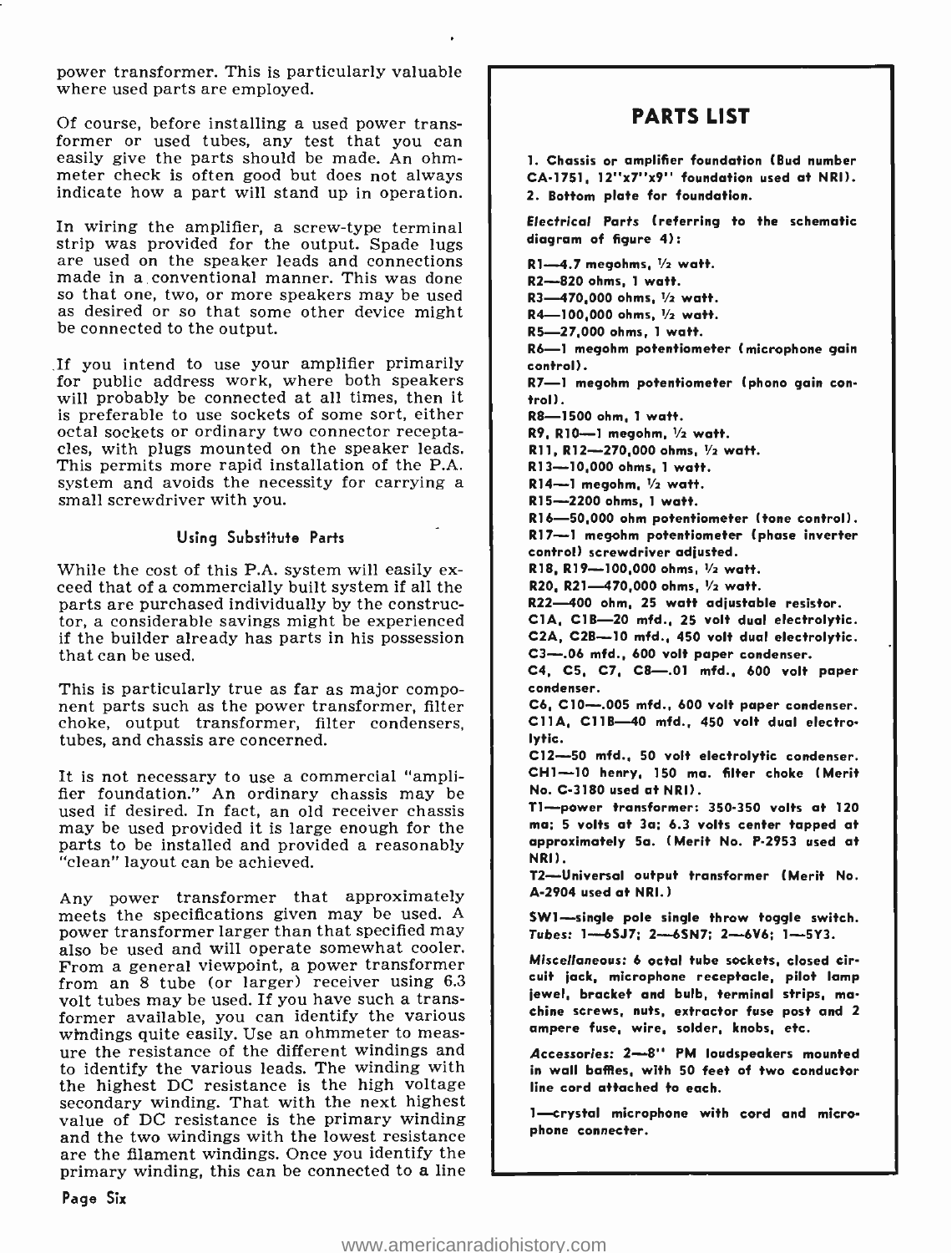power transformer. This is particularly valuable where used parts are employed.

Of course, before installing a used power transformer or used tubes, any test that you can easily give the parts should be made. An ohmmeter check is often good but does not always indicate how a part will stand up in operation.

In wiring the amplifier, a screw-type terminal strip was provided for the output. Spade lugs are used on the speaker leads and connections made in a conventional manner. This was done so that one, two, or more speakers may be used as desired or so that some other device might be connected to the output.

If you intend to use your amplifier primarily for public address work, where both speakers will probably be connected at all times, then it is preferable to use sockets of some sort, either octal sockets or ordinary two connector receptacles, with plugs mounted on the speaker leads. This permits more rapid installation of the P.A. system and avoids the necessity for carrying a small screwdriver with you.

### Using Substitute Parts

While the cost of this P.A. system will easily exceed that of a commercially built system if all the parts are purchased individually by the constructor, a considerable savings might be experienced if the builder already has parts in his possession that can be used.

This is particularly true as far as major component parts such as the power transformer, filter choke, output transformer, filter condensers, tubes, and chassis are concerned.

It is not necessary to use a commercial "amplifier foundation." An ordinary chassis may be used if desired. In fact, an old receiver chassis may be used provided it is large enough for the parts to be installed and provided a reasonably "clean" layout can be achieved.

Any power transformer that approximately meets the specifications given may be used. A power transformer larger than that specified may also be used and will operate somewhat cooler. From a general viewpoint, a power transformer from an 8 tube (or larger) receiver using 6.3 volt tubes may be used. If you have such a transformer available, you can identify the various windings quite easily. Use an ohmmeter to measure the resistance of the different windings and to identify the various leads. The winding with the highest DC resistance is the high voltage secondary winding. That with the next highest value of DC resistance is the primary winding and the two windings with the lowest resistance are the filament windings. Once you identify the primary winding, this can be connected to a line

## PARTS LIST

1. Chassis or amplifier foundation (Bud number CA-1751, 12"x7"x9" foundation used at NRI).
2. Bottom plate for foundation.

*Electrical Parts* (referring to the schematic diagram of figure 4):

R1—4.7 megohms, 1/2 watt.
R2—820 ohms, 1 watt.
R3—470,000 ohms, 1/2 watt.
R4—100,000 ohms, 1/2 watt.
R5—27,000 ohms, 1 watt.
R6—1 megohm potentiometer (microphone gain control).
R7—1 megohm potentiometer (phono gain control).
R8—1500 ohm, 1 watt.
R9, R10—1 megohm, 1/2 watt.
R11, R12—270,000 ohms, 1/2 watt.
R13—10,000 ohms, 1 watt.
R14—1 megohm, 1/2 watt.
R15—2200 ohms, 1 watt.
R16—50,000 ohm potentiometer (tone control).
R17—1 megohm potentiometer (phase inverter control) screwdriver adjusted.
R18, R19—100,000 ohms, 1/2 watt.
R20, R21—470,000 ohms, 1/2 watt.
R22—400 ohm, 25 watt adjustable resistor.
C1A, C1B—20 mfd., 25 volt dual electrolytic.
C2A, C2B—10 mfd., 450 volt dual electrolytic.
C3—.06 mfd., 600 volt paper condenser.
C4, C5, C7, C8—.01 mfd., 600 volt paper condenser.
C6, C10—.005 mfd., 600 volt paper condenser.
C11A, C11B—40 mfd., 450 volt dual electrolytic.
C12—50 mfd., 50 volt electrolytic condenser.
CH1—10 henry, 150 ma. filter choke (Merit No. C-3180 used at NRI).
T1—power transformer: 350-350 volts at 120 ma; 5 volts at 3a; 6.3 volts center tapped at approximately 5a. (Merit No. P-2953 used at NRI).
T2—Universal output transformer (Merit No. A-2904 used at NRI.)

SW1—single pole single throw toggle switch.
*Tubes:* 1—6SJ7; 2—6SN7; 2—6V6; 1—5Y3.

*Miscellaneous:* 6 octal tube sockets, closed circuit jack, microphone receptacle, pilot lamp jewel, bracket and bulb, terminal strips, machine screws, nuts, extractor fuse post and 2 ampere fuse, wire, solder, knobs, etc.

*Accessories:* 2—8" PM loudspeakers mounted in wall baffles, with 50 feet of two conductor line cord attached to each.

1—crystal microphone with cord and microphone connecter.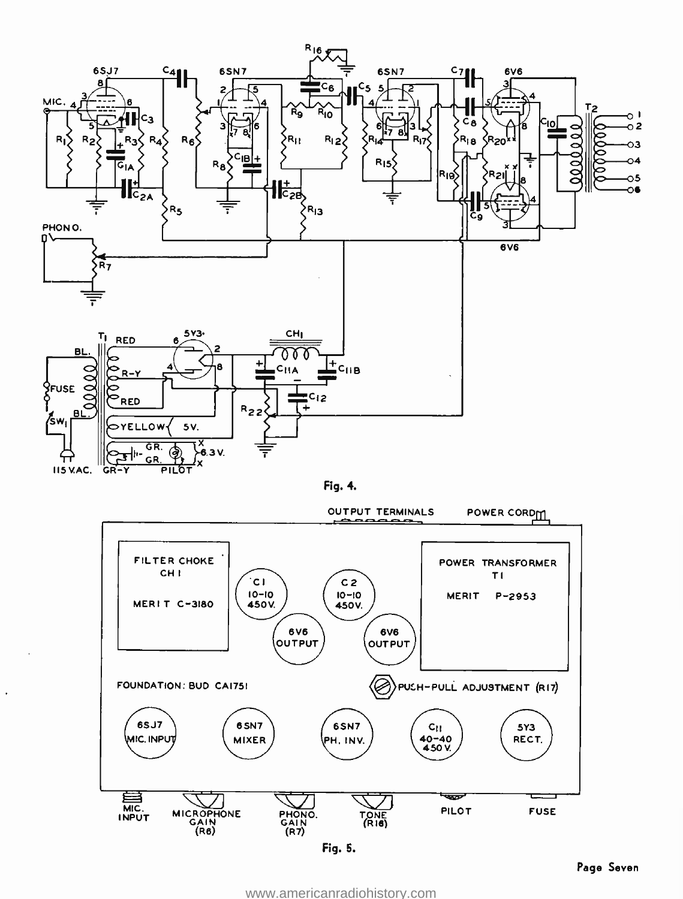Fig. 4.

Fig. 5.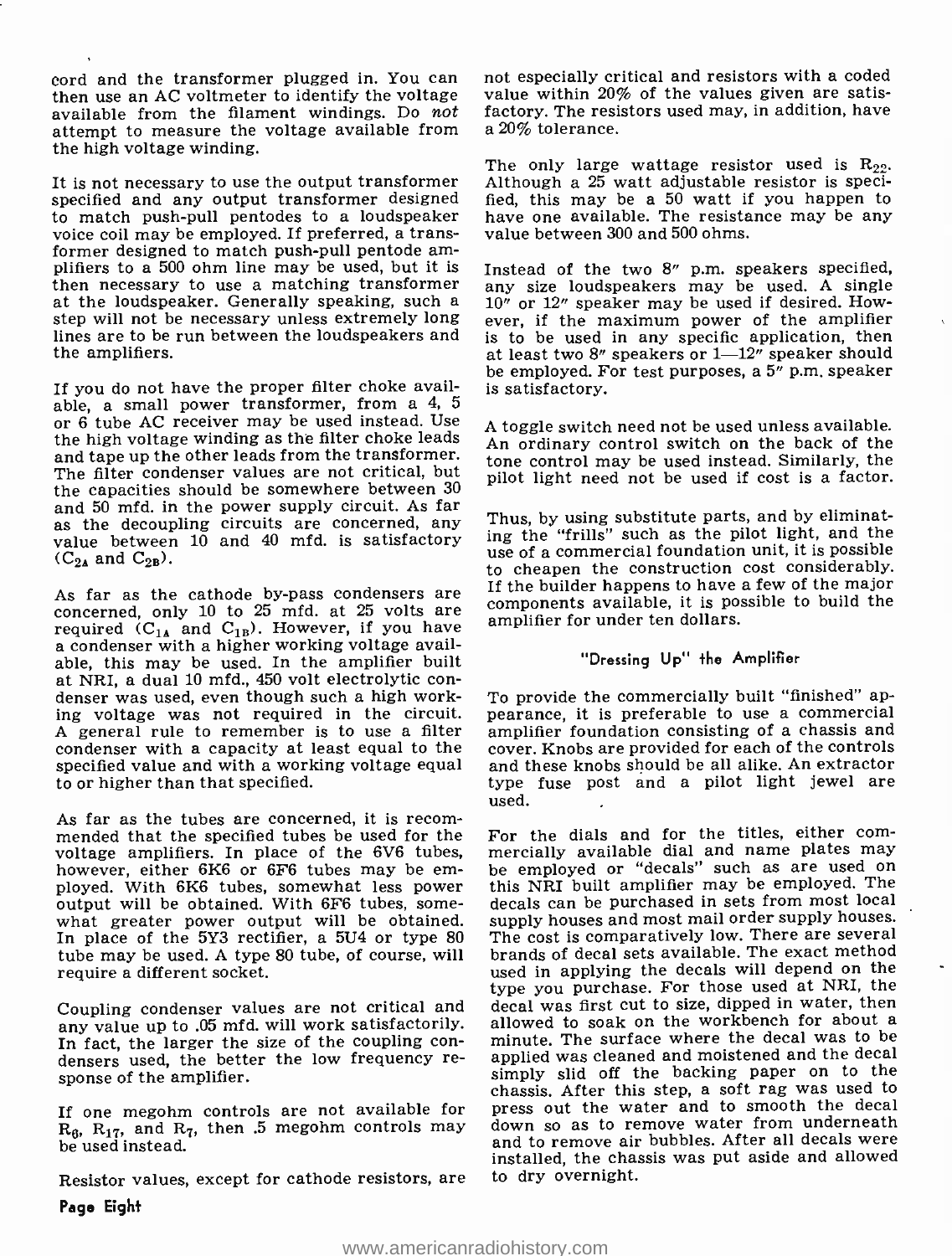cord and the transformer plugged in. You can then use an AC voltmeter to identify the voltage available from the filament windings. Do *not* attempt to measure the voltage available from the high voltage winding.

It is not necessary to use the output transformer specified and any output transformer designed to match push-pull pentodes to a loudspeaker voice coil may be employed. If preferred, a transformer designed to match push-pull pentode amplifiers to a 500 ohm line may be used, but it is then necessary to use a matching transformer at the loudspeaker. Generally speaking, such a step will not be necessary unless extremely long lines are to be run between the loudspeakers and the amplifiers.

If you do not have the proper filter choke available, a small power transformer, from a 4, 5 or 6 tube AC receiver may be used instead. Use the high voltage winding as the filter choke leads and tape up the other leads from the transformer. The filter condenser values are not critical, but the capacities should be somewhere between 30 and 50 mfd. in the power supply circuit. As far as the decoupling circuits are concerned, any value between 10 and 40 mfd. is satisfactory ($C_{2A}$ and $C_{2B}$).

As far as the cathode by-pass condensers are concerned, only 10 to 25 mfd. at 25 volts are required ($C_{1A}$ and $C_{1B}$). However, if you have a condenser with a higher working voltage available, this may be used. In the amplifier built at NRI, a dual 10 mfd., 450 volt electrolytic condenser was used, even though such a high working voltage was not required in the circuit. A general rule to remember is to use a filter condenser with a capacity at least equal to the specified value and with a working voltage equal to or higher than that specified.

As far as the tubes are concerned, it is recommended that the specified tubes be used for the voltage amplifiers. In place of the 6V6 tubes, however, either 6K6 or 6F6 tubes may be employed. With 6K6 tubes, somewhat less power output will be obtained. With 6F6 tubes, somewhat greater power output will be obtained. In place of the 5Y3 rectifier, a 5U4 or type 80 tube may be used. A type 80 tube, of course, will require a different socket.

Coupling condenser values are not critical and any value up to .05 mfd. will work satisfactorily. In fact, the larger the size of the coupling condensers used, the better the low frequency response of the amplifier.

If one megohm controls are not available for $R_6$, $R_{17}$, and $R_7$, then .5 megohm controls may be used instead.

Resistor values, except for cathode resistors, are not especially critical and resistors with a coded value within 20% of the values given are satisfactory. The resistors used may, in addition, have a 20% tolerance.

The only large wattage resistor used is $R_{22}$. Although a 25 watt adjustable resistor is specified, this may be a 50 watt if you happen to have one available. The resistance may be any value between 300 and 500 ohms.

Instead of the two 8" p.m. speakers specified, any size loudspeakers may be used. A single 10" or 12" speaker may be used if desired. However, if the maximum power of the amplifier is to be used in any specific application, then at least two 8" speakers or 1—12" speaker should be employed. For test purposes, a 5" p.m. speaker is satisfactory.

A toggle switch need not be used unless available. An ordinary control switch on the back of the tone control may be used instead. Similarly, the pilot light need not be used if cost is a factor.

Thus, by using substitute parts, and by eliminating the "frills" such as the pilot light, and the use of a commercial foundation unit, it is possible to cheapen the construction cost considerably. If the builder happens to have a few of the major components available, it is possible to build the amplifier for under ten dollars.

## "Dressing Up" the Amplifier

To provide the commercially built "finished" appearance, it is preferable to use a commercial amplifier foundation consisting of a chassis and cover. Knobs are provided for each of the controls and these knobs should be all alike. An extractor type fuse post and a pilot light jewel are used.

For the dials and for the titles, either commercially available dial and name plates may be employed or "decals" such as are used on this NRI built amplifier may be employed. The decals can be purchased in sets from most local supply houses and most mail order supply houses. The cost is comparatively low. There are several brands of decal sets available. The exact method used in applying the decals will depend on the type you purchase. For those used at NRI, the decal was first cut to size, dipped in water, then allowed to soak on the workbench for about a minute. The surface where the decal was to be applied was cleaned and moistened and the decal simply slid off the backing paper on to the chassis. After this step, a soft rag was used to press out the water and to smooth the decal down so as to remove water from underneath and to remove air bubbles. After all decals were installed, the chassis was put aside and allowed to dry overnight.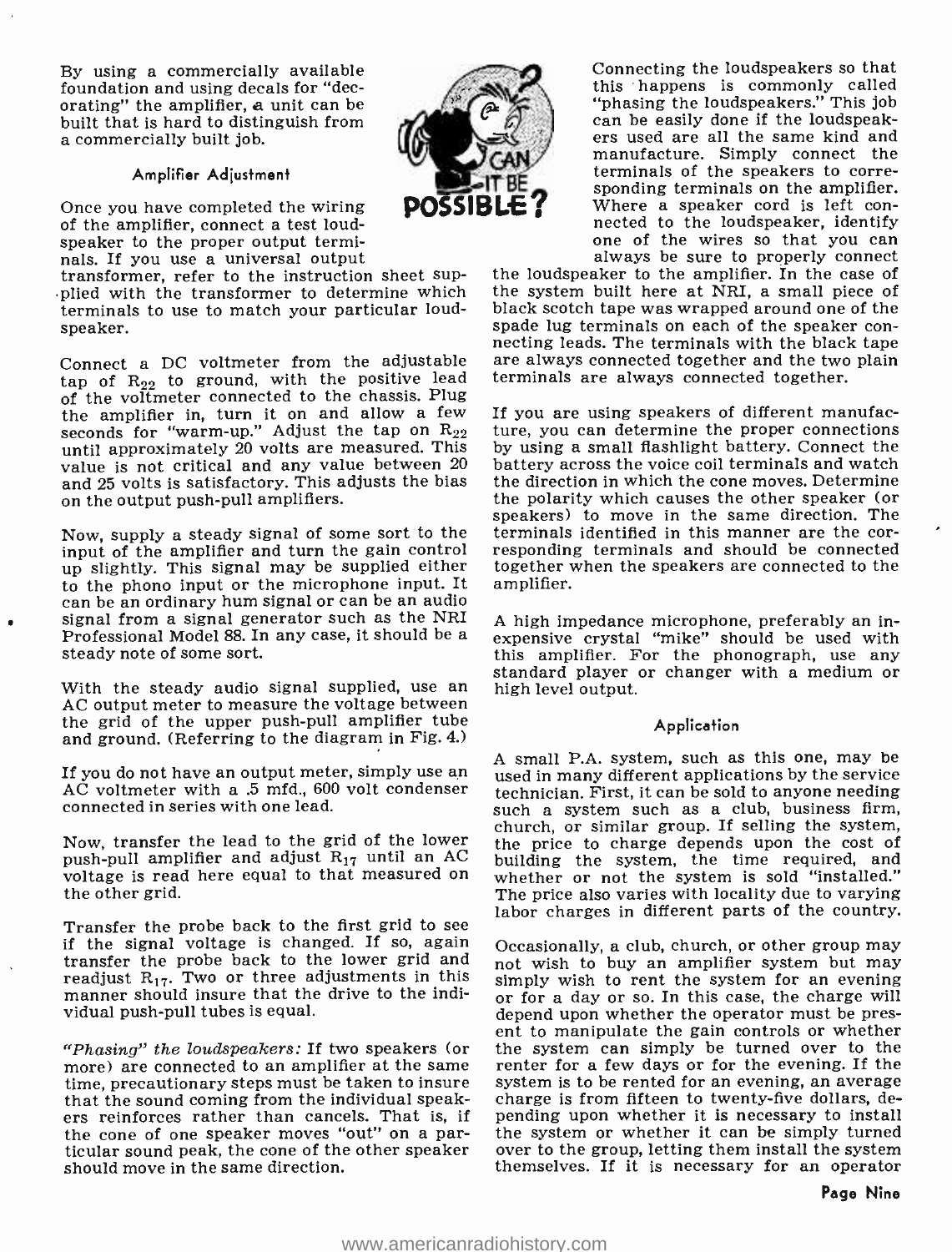By using a commercially available foundation and using decals for "decorating" the amplifier, a unit can be built that is hard to distinguish from a commercially built job.

### Amplifier Adjustment

Once you have completed the wiring of the amplifier, connect a test loudspeaker to the proper output terminals. If you use a universal output transformer, refer to the instruction sheet supplied with the transformer to determine which terminals to use to match your particular loudspeaker.

Connect a DC voltmeter from the adjustable tap of $R_{22}$ to ground, with the positive lead of the voltmeter connected to the chassis. Plug the amplifier in, turn it on and allow a few seconds for "warm-up." Adjust the tap on $R_{22}$ until approximately 20 volts are measured. This value is not critical and any value between 20 and 25 volts is satisfactory. This adjusts the bias on the output push-pull amplifiers.

Now, supply a steady signal of some sort to the input of the amplifier and turn the gain control up slightly. This signal may be supplied either to the phono input or the microphone input. It can be an ordinary hum signal or can be an audio signal from a signal generator such as the NRI Professional Model 88. In any case, it should be a steady note of some sort.

With the steady audio signal supplied, use an AC output meter to measure the voltage between the grid of the upper push-pull amplifier tube and ground. (Referring to the diagram in Fig. 4.)

If you do not have an output meter, simply use an AC voltmeter with a .5 mfd., 600 volt condenser connected in series with one lead.

Now, transfer the lead to the grid of the lower push-pull amplifier and adjust $R_{17}$ until an AC voltage is read here equal to that measured on the other grid.

Transfer the probe back to the first grid to see if the signal voltage is changed. If so, again transfer the probe back to the lower grid and readjust $R_{17}$. Two or three adjustments in this manner should insure that the drive to the individual push-pull tubes is equal.

*"Phasing" the loudspeakers:* If two speakers (or more) are connected to an amplifier at the same time, precautionary steps must be taken to insure that the sound coming from the individual speakers reinforces rather than cancels. That is, if the cone of one speaker moves "out" on a particular sound peak, the cone of the other speaker should move in the same direction.

Connecting the loudspeakers so that this happens is commonly called "phasing the loudspeakers." This job can be easily done if the loudspeakers used are all the same kind and manufacture. Simply connect the terminals of the speakers to corresponding terminals on the amplifier. Where a speaker cord is left connected to the loudspeaker, identify one of the wires so that you can always be sure to properly connect the loudspeaker to the amplifier. In the case of the system built here at NRI, a small piece of black scotch tape was wrapped around one of the spade lug terminals on each of the speaker connecting leads. The terminals with the black tape are always connected together and the two plain terminals are always connected together.

If you are using speakers of different manufacture, you can determine the proper connections by using a small flashlight battery. Connect the battery across the voice coil terminals and watch the direction in which the cone moves. Determine the polarity which causes the other speaker (or speakers) to move in the same direction. The terminals identified in this manner are the corresponding terminals and should be connected together when the speakers are connected to the amplifier.

A high impedance microphone, preferably an inexpensive crystal "mike" should be used with this amplifier. For the phonograph, use any standard player or changer with a medium or high level output.

### Application

A small P.A. system, such as this one, may be used in many different applications by the service technician. First, it can be sold to anyone needing such a system such as a club, business firm, church, or similar group. If selling the system, the price to charge depends upon the cost of building the system, the time required, and whether or not the system is sold "installed." The price also varies with locality due to varying labor charges in different parts of the country.

Occasionally, a club, church, or other group may not wish to buy an amplifier system but may simply wish to rent the system for an evening or for a day or so. In this case, the charge will depend upon whether the operator must be present to manipulate the gain controls or whether the system can simply be turned over to the renter for a few days or for the evening. If the system is to be rented for an evening, an average charge is from fifteen to twenty-five dollars, depending upon whether it is necessary to install the system or whether it can be simply turned over to the group, letting them install the system themselves. If it is necessary for an operator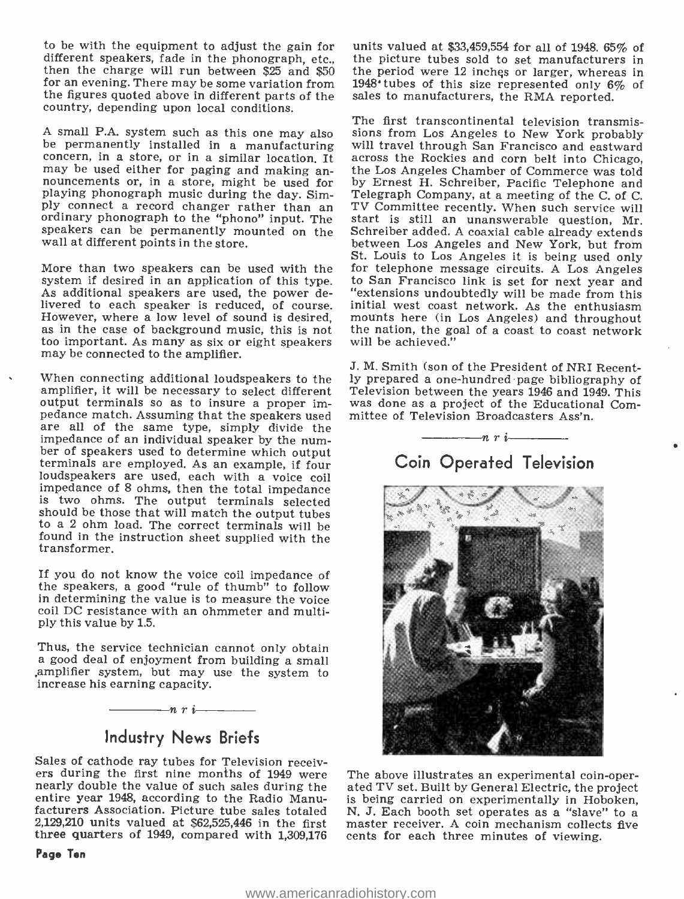to be with the equipment to adjust the gain for different speakers, fade in the phonograph, etc., then the charge will run between $25 and $50 for an evening. There may be some variation from the figures quoted above in different parts of the country, depending upon local conditions.

A small P.A. system such as this one may also be permanently installed in a manufacturing concern, in a store, or in a similar location. It may be used either for paging and making announcements or, in a store, might be used for playing phonograph music during the day. Simply connect a record changer rather than an ordinary phonograph to the "phono" input. The speakers can be permanently mounted on the wall at different points in the store.

More than two speakers can be used with the system if desired in an application of this type. As additional speakers are used, the power delivered to each speaker is reduced, of course. However, where a low level of sound is desired, as in the case of background music, this is not too important. As many as six or eight speakers may be connected to the amplifier.

When connecting additional loudspeakers to the amplifier, it will be necessary to select different output terminals so as to insure a proper impedance match. Assuming that the speakers used are all of the same type, simply divide the impedance of an individual speaker by the number of speakers used to determine which output terminals are employed. As an example, if four loudspeakers are used, each with a voice coil impedance of 8 ohms, then the total impedance is two ohms. The output terminals selected should be those that will match the output tubes to a 2 ohm load. The correct terminals will be found in the instruction sheet supplied with the transformer.

If you do not know the voice coil impedance of the speakers, a good "rule of thumb" to follow in determining the value is to measure the voice coil DC resistance with an ohmmeter and multiply this value by 1.5.

Thus, the service technician cannot only obtain a good deal of enjoyment from building a small amplifier system, but may use the system to increase his earning capacity.

—— n r i ——

## Industry News Briefs

Sales of cathode ray tubes for Television receivers during the first nine months of 1949 were nearly double the value of such sales during the entire year 1948, according to the Radio Manufacturers Association. Picture tube sales totaled 2,129,210 units valued at $62,525,446 in the first three quarters of 1949, compared with 1,309,176 units valued at $33,459,554 for all of 1948. 65% of the picture tubes sold to set manufacturers in the period were 12 inches or larger, whereas in 1948 tubes of this size represented only 6% of sales to manufacturers, the RMA reported.

The first transcontinental television transmissions from Los Angeles to New York probably will travel through San Francisco and eastward across the Rockies and corn belt into Chicago, the Los Angeles Chamber of Commerce was told by Ernest H. Schreiber, Pacific Telephone and Telegraph Company, at a meeting of the C. of C. TV Committee recently. When such service will start is still an unanswerable question, Mr. Schreiber added. A coaxial cable already extends between Los Angeles and New York, but from St. Louis to Los Angeles it is being used only for telephone message circuits. A Los Angeles to San Francisco link is set for next year and "extensions undoubtedly will be made from this initial west coast network. As the enthusiasm mounts here (in Los Angeles) and throughout the nation, the goal of a coast to coast network will be achieved."

J. M. Smith (son of the President of NRI Recently prepared a one-hundred page bibliography of Television between the years 1946 and 1949. This was done as a project of the Educational Committee of Television Broadcasters Ass'n.

—— n r i ——

## Coin Operated Television

The above illustrates an experimental coin-operated TV set. Built by General Electric, the project is being carried on experimentally in Hoboken, N. J. Each booth set operates as a "slave" to a master receiver. A coin mechanism collects five cents for each three minutes of viewing.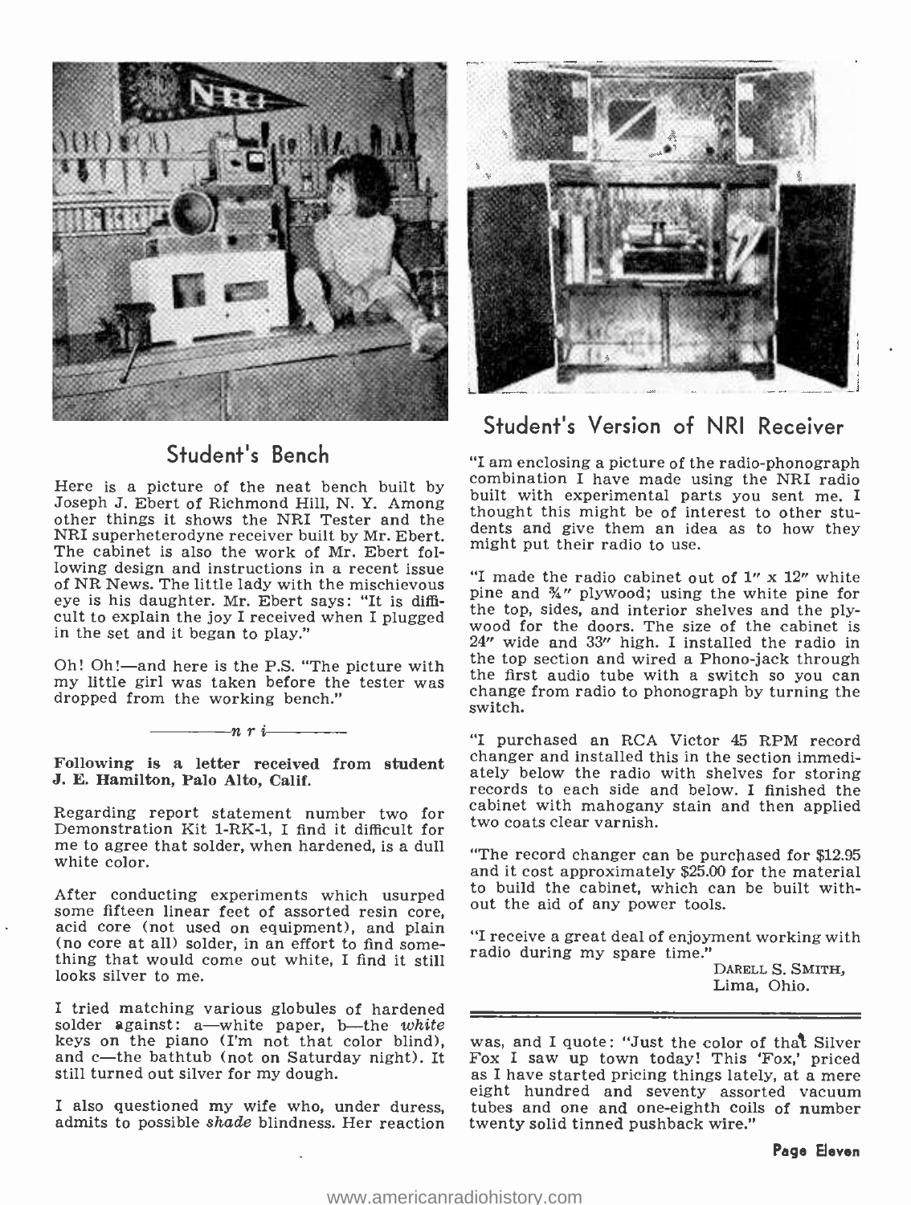## Student's Bench

Here is a picture of the neat bench built by Joseph J. Ebert of Richmond Hill, N. Y. Among other things it shows the NRI Tester and the NRI superheterodyne receiver built by Mr. Ebert. The cabinet is also the work of Mr. Ebert following design and instructions in a recent issue of NR News. The little lady with the mischievous eye is his daughter. Mr. Ebert says: "It is difficult to explain the joy I received when I plugged in the set and it began to play."

Oh! Oh!—and here is the P.S. "The picture with my little girl was taken before the tester was dropped from the working bench."

*n r i*

**Following is a letter received from student J. E. Hamilton, Palo Alto, Calif.**

Regarding report statement number two for Demonstration Kit 1-RK-1, I find it difficult for me to agree that solder, when hardened, is a dull white color.

After conducting experiments which usurped some fifteen linear feet of assorted resin core, acid core (not used on equipment), and plain (no core at all) solder, in an effort to find something that would come out white, I find it still looks silver to me.

I tried matching various globules of hardened solder against: a—white paper, b—the *white* keys on the piano (I'm not that color blind), and c—the bathtub (not on Saturday night). It still turned out silver for my dough.

I also questioned my wife who, under duress, admits to possible *shade* blindness. Her reaction was, and I quote: "Just the color of that Silver Fox I saw up town today! This 'Fox,' priced as I have started pricing things lately, at a mere eight hundred and seventy assorted vacuum tubes and one and one-eighth coils of number twenty solid tinned pushback wire."

## Student's Version of NRI Receiver

"I am enclosing a picture of the radio-phonograph combination I have made using the NRI radio built with experimental parts you sent me. I thought this might be of interest to other students and give them an idea as to how they might put their radio to use.

"I made the radio cabinet out of 1" x 12" white pine and ¾" plywood; using the white pine for the top, sides, and interior shelves and the plywood for the doors. The size of the cabinet is 24" wide and 33" high. I installed the radio in the top section and wired a Phono-jack through the first audio tube with a switch so you can change from radio to phonograph by turning the switch.

"I purchased an RCA Victor 45 RPM record changer and installed this in the section immediately below the radio with shelves for storing records to each side and below. I finished the cabinet with mahogany stain and then applied two coats clear varnish.

"The record changer can be purchased for $12.95 and it cost approximately $25.00 for the material to build the cabinet, which can be built without the aid of any power tools.

"I receive a great deal of enjoyment working with radio during my spare time."

DARELL S. SMITH,
Lima, Ohio.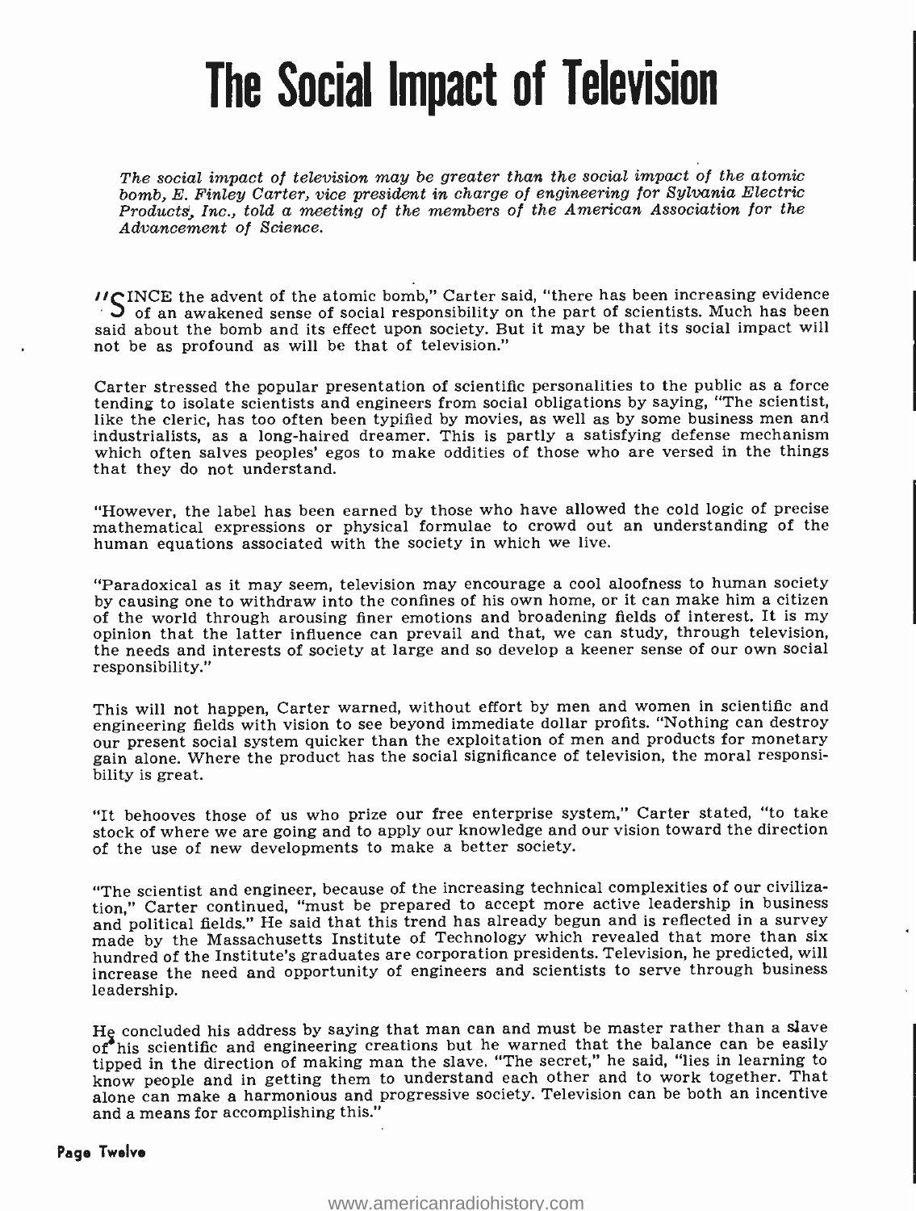# The Social Impact of Television

*The social impact of television may be greater than the social impact of the atomic bomb, E. Finley Carter, vice president in charge of engineering for Sylvania Electric Products, Inc., told a meeting of the members of the American Association for the Advancement of Science.*

"SINCE the advent of the atomic bomb," Carter said, "there has been increasing evidence of an awakened sense of social responsibility on the part of scientists. Much has been said about the bomb and its effect upon society. But it may be that its social impact will not be as profound as will be that of television."

Carter stressed the popular presentation of scientific personalities to the public as a force tending to isolate scientists and engineers from social obligations by saying, "The scientist, like the cleric, has too often been typified by movies, as well as by some business men and industrialists, as a long-haired dreamer. This is partly a satisfying defense mechanism which often salves peoples' egos to make oddities of those who are versed in the things that they do not understand.

"However, the label has been earned by those who have allowed the cold logic of precise mathematical expressions or physical formulae to crowd out an understanding of the human equations associated with the society in which we live.

"Paradoxical as it may seem, television may encourage a cool aloofness to human society by causing one to withdraw into the confines of his own home, or it can make him a citizen of the world through arousing finer emotions and broadening fields of interest. It is my opinion that the latter influence can prevail and that, we can study, through television, the needs and interests of society at large and so develop a keener sense of our own social responsibility."

This will not happen, Carter warned, without effort by men and women in scientific and engineering fields with vision to see beyond immediate dollar profits. "Nothing can destroy our present social system quicker than the exploitation of men and products for monetary gain alone. Where the product has the social significance of television, the moral responsibility is great.

"It behooves those of us who prize our free enterprise system," Carter stated, "to take stock of where we are going and to apply our knowledge and our vision toward the direction of the use of new developments to make a better society.

"The scientist and engineer, because of the increasing technical complexities of our civilization," Carter continued, "must be prepared to accept more active leadership in business and political fields." He said that this trend has already begun and is reflected in a survey made by the Massachusetts Institute of Technology which revealed that more than six hundred of the Institute's graduates are corporation presidents. Television, he predicted, will increase the need and opportunity of engineers and scientists to serve through business leadership.

He concluded his address by saying that man can and must be master rather than a slave of his scientific and engineering creations but he warned that the balance can be easily tipped in the direction of making man the slave. "The secret," he said, "lies in learning to know people and in getting them to understand each other and to work together. That alone can make a harmonious and progressive society. Television can be both an incentive and a means for accomplishing this."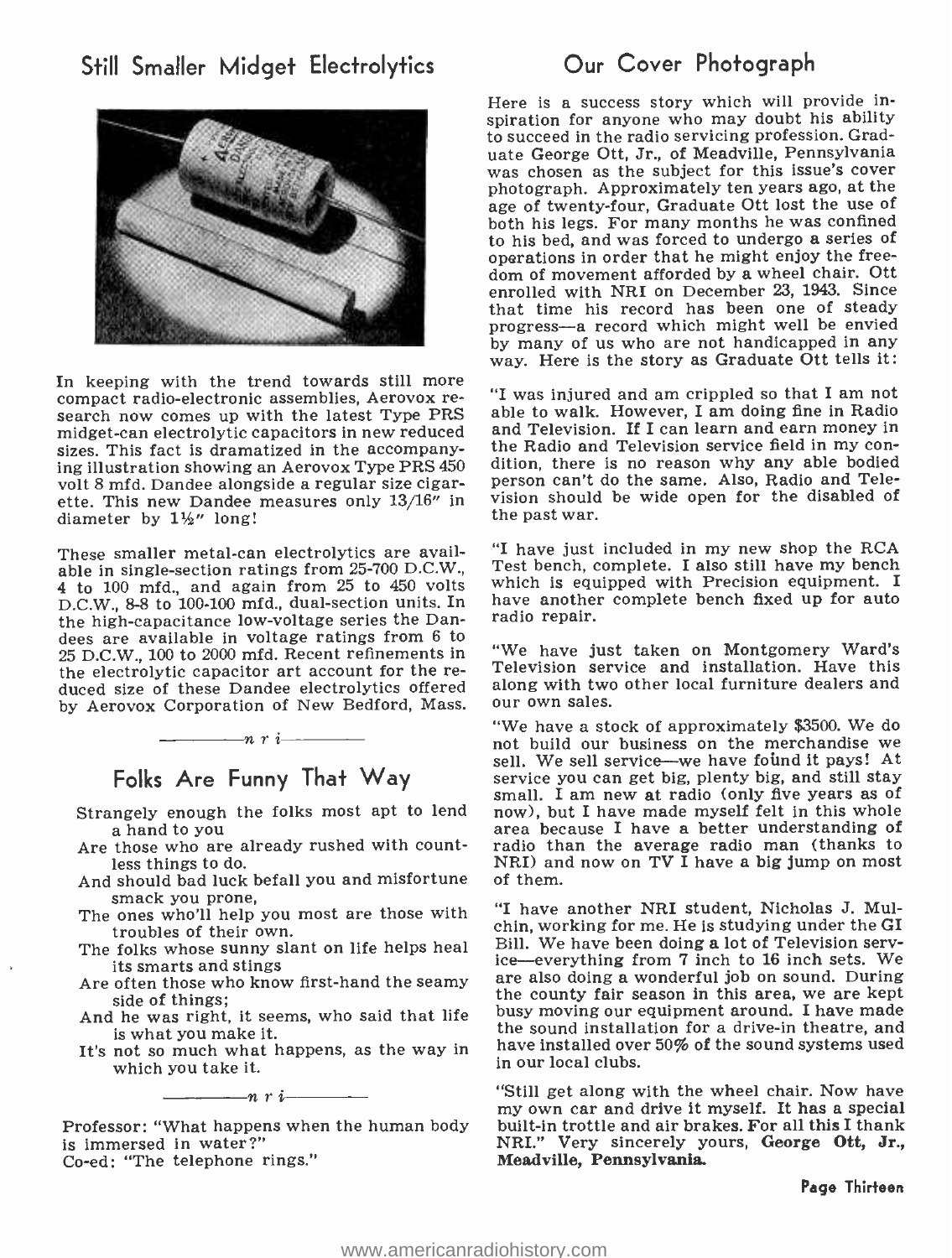## Still Smaller Midget Electrolytics

In keeping with the trend towards still more compact radio-electronic assemblies, Aerovox research now comes up with the latest Type PRS midget-can electrolytic capacitors in new reduced sizes. This fact is dramatized in the accompanying illustration showing an Aerovox Type PRS 450 volt 8 mfd. Dandee alongside a regular size cigarette. This new Dandee measures only 13/16" in diameter by 1½" long!

These smaller metal-can electrolytics are available in single-section ratings from 25-700 D.C.W., 4 to 100 mfd., and again from 25 to 450 volts D.C.W., 8-8 to 100-100 mfd., dual-section units. In the high-capacitance low-voltage series the Dandees are available in voltage ratings from 6 to 25 D.C.W., 100 to 2000 mfd. Recent refinements in the electrolytic capacitor art account for the reduced size of these Dandee electrolytics offered by Aerovox Corporation of New Bedford, Mass.

*n r i*

## Folks Are Funny That Way

Strangely enough the folks most apt to lend a hand to you
Are those who are already rushed with countless things to do.
And should bad luck befall you and misfortune smack you prone,
The ones who'll help you most are those with troubles of their own.
The folks whose sunny slant on life helps heal its smarts and stings
Are often those who know first-hand the seamy side of things;
And he was right, it seems, who said that life is what you make it.
It's not so much what happens, as the way in which you take it.

*n r i*

Professor: "What happens when the human body is immersed in water?"
Co-ed: "The telephone rings."

## Our Cover Photograph

Here is a success story which will provide inspiration for anyone who may doubt his ability to succeed in the radio servicing profession. Graduate George Ott, Jr., of Meadville, Pennsylvania was chosen as the subject for this issue's cover photograph. Approximately ten years ago, at the age of twenty-four, Graduate Ott lost the use of both his legs. For many months he was confined to his bed, and was forced to undergo a series of operations in order that he might enjoy the freedom of movement afforded by a wheel chair. Ott enrolled with NRI on December 23, 1943. Since that time his record has been one of steady progress—a record which might well be envied by many of us who are not handicapped in any way. Here is the story as Graduate Ott tells it:

"I was injured and am crippled so that I am not able to walk. However, I am doing fine in Radio and Television. If I can learn and earn money in the Radio and Television service field in my condition, there is no reason why any able bodied person can't do the same. Also, Radio and Television should be wide open for the disabled of the past war.

"I have just included in my new shop the RCA Test bench, complete. I also still have my bench which is equipped with Precision equipment. I have another complete bench fixed up for auto radio repair.

"We have just taken on Montgomery Ward's Television service and installation. Have this along with two other local furniture dealers and our own sales.

"We have a stock of approximately $3500. We do not build our business on the merchandise we sell. We sell service—we have found it pays! At service you can get big, plenty big, and still stay small. I am new at radio (only five years as of now), but I have made myself felt in this whole area because I have a better understanding of radio than the average radio man (thanks to NRI) and now on TV I have a big jump on most of them.

"I have another NRI student, Nicholas J. Mulchin, working for me. He is studying under the GI Bill. We have been doing a lot of Television service—everything from 7 inch to 16 inch sets. We are also doing a wonderful job on sound. During the county fair season in this area, we are kept busy moving our equipment around. I have made the sound installation for a drive-in theatre, and have installed over 50% of the sound systems used in our local clubs.

"Still get along with the wheel chair. Now have my own car and drive it myself. It has a special built-in trottle and air brakes. For all this I thank NRI." Very sincerely yours, **George Ott, Jr., Meadville, Pennsylvania.**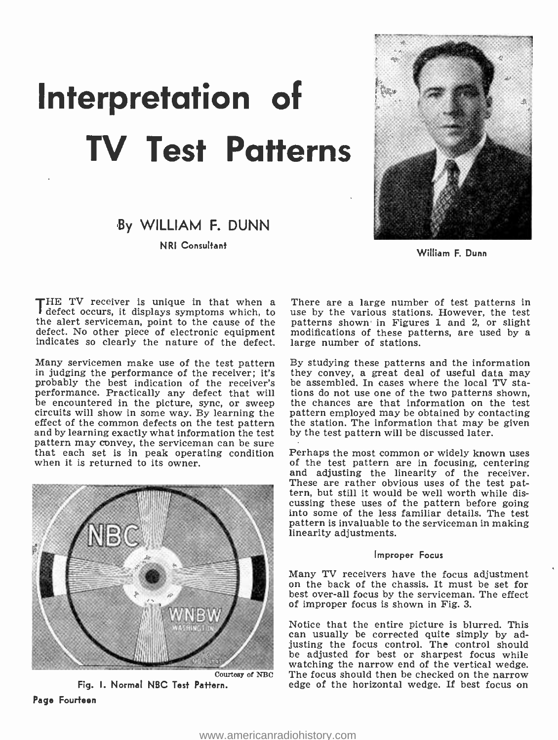# Interpretation of TV Test Patterns

### By WILLIAM F. DUNN

NRI Consultant

William F. Dunn

THE TV receiver is unique in that when a defect occurs, it displays symptoms which, to the alert serviceman, point to the cause of the defect. No other piece of electronic equipment indicates so clearly the nature of the defect.

Many servicemen make use of the test pattern in judging the performance of the receiver; it's probably the best indication of the receiver's performance. Practically any defect that will be encountered in the picture, sync, or sweep circuits will show in some way. By learning the effect of the common defects on the test pattern and by learning exactly what information the test pattern may convey, the serviceman can be sure that each set is in peak operating condition when it is returned to its owner.

Courtesy of NBC

Fig. 1. Normal NBC Test Pattern.

There are a large number of test patterns in use by the various stations. However, the test patterns shown in Figures 1 and 2, or slight modifications of these patterns, are used by a large number of stations.

By studying these patterns and the information they convey, a great deal of useful data may be assembled. In cases where the local TV stations do not use one of the two patterns shown, the chances are that information on the test pattern employed may be obtained by contacting the station. The information that may be given by the test pattern will be discussed later.

Perhaps the most common or widely known uses of the test pattern are in focusing, centering and adjusting the linearity of the receiver. These are rather obvious uses of the test pattern, but still it would be well worth while discussing these uses of the pattern before going into some of the less familiar details. The test pattern is invaluable to the serviceman in making linearity adjustments.

#### Improper Focus

Many TV receivers have the focus adjustment on the back of the chassis. It must be set for best over-all focus by the serviceman. The effect of improper focus is shown in Fig. 3.

Notice that the entire picture is blurred. This can usually be corrected quite simply by adjusting the focus control. The control should be adjusted for best or sharpest focus while watching the narrow end of the vertical wedge. The focus should then be checked on the narrow edge of the horizontal wedge. If best focus on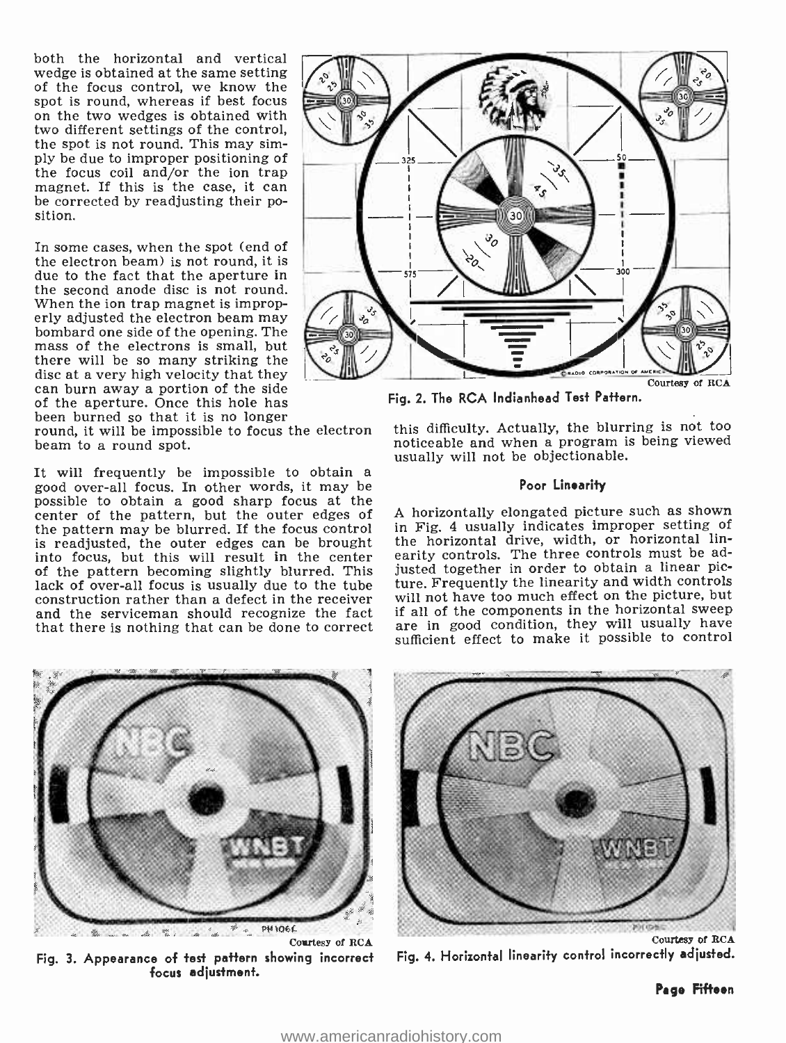both the horizontal and vertical wedge is obtained at the same setting of the focus control, we know the spot is round, whereas if best focus on the two wedges is obtained with two different settings of the control, the spot is not round. This may simply be due to improper positioning of the focus coil and/or the ion trap magnet. If this is the case, it can be corrected by readjusting their position.

In some cases, when the spot (end of the electron beam) is not round, it is due to the fact that the aperture in the second anode disc is not round. When the ion trap magnet is improperly adjusted the electron beam may bombard one side of the opening. The mass of the electrons is small, but there will be so many striking the disc at a very high velocity that they can burn away a portion of the side of the aperture. Once this hole has been burned so that it is no longer round, it will be impossible to focus the electron beam to a round spot.

It will frequently be impossible to obtain a good over-all focus. In other words, it may be possible to obtain a good sharp focus at the center of the pattern, but the outer edges of the pattern may be blurred. If the focus control is readjusted, the outer edges can be brought into focus, but this will result in the center of the pattern becoming slightly blurred. This lack of over-all focus is usually due to the tube construction rather than a defect in the receiver and the serviceman should recognize the fact that there is nothing that can be done to correct this difficulty. Actually, the blurring is not too noticeable and when a program is being viewed usually will not be objectionable.

Courtesy of RCA

Fig. 2. The RCA Indianhead Test Pattern.

### Poor Linearity

A horizontally elongated picture such as shown in Fig. 4 usually indicates improper setting of the horizontal drive, width, or horizontal linearity controls. The three controls must be adjusted together in order to obtain a linear picture. Frequently the linearity and width controls will not have too much effect on the picture, but if all of the components in the horizontal sweep are in good condition, they will usually have sufficient effect to make it possible to control

Courtesy of RCA

Fig. 3. Appearance of test pattern showing incorrect focus adjustment.

Courtesy of RCA

Fig. 4. Horizontal linearity control incorrectly adjusted.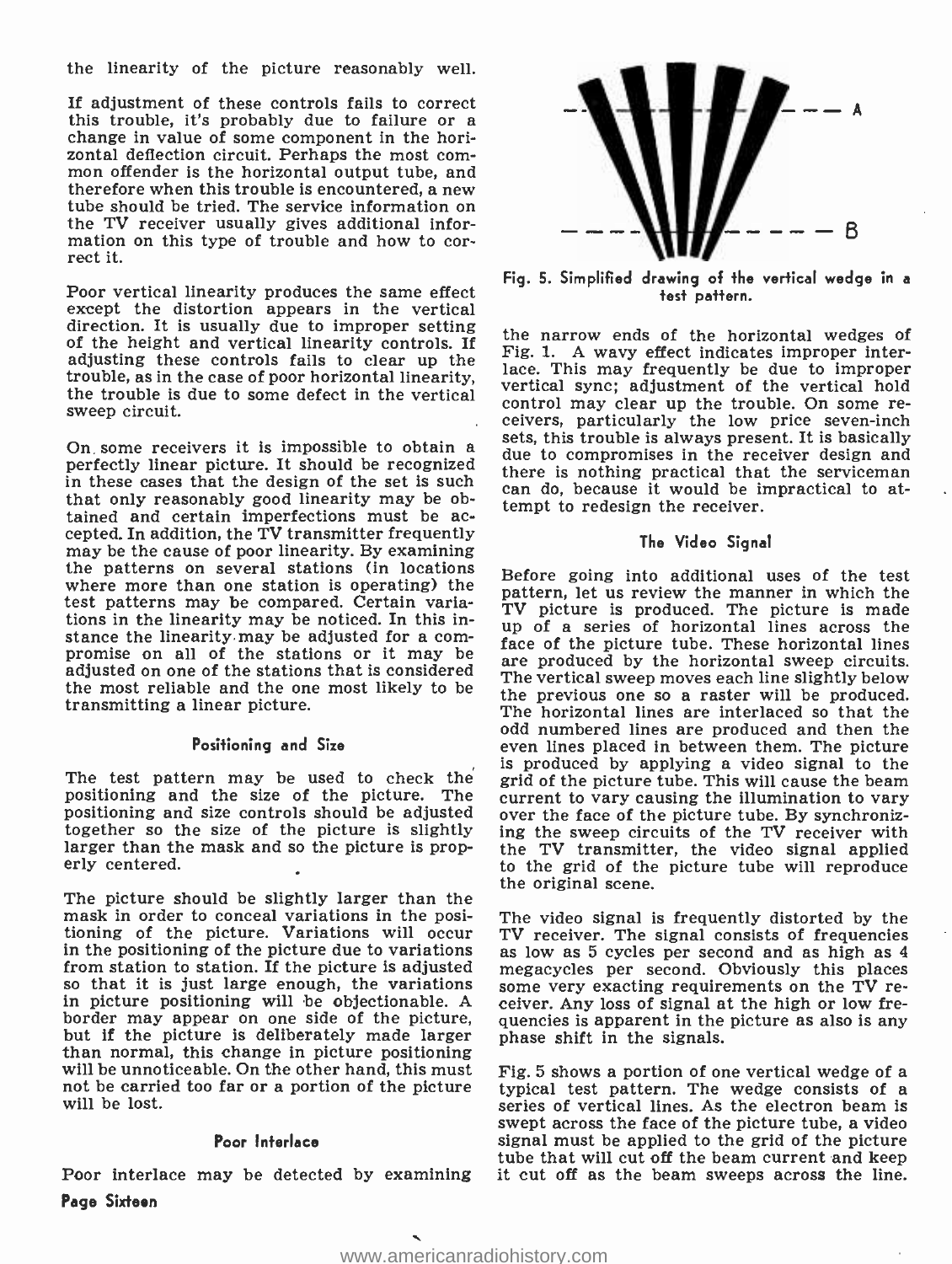the linearity of the picture reasonably well.

If adjustment of these controls fails to correct this trouble, it's probably due to failure or a change in value of some component in the horizontal deflection circuit. Perhaps the most common offender is the horizontal output tube, and therefore when this trouble is encountered, a new tube should be tried. The service information on the TV receiver usually gives additional information on this type of trouble and how to correct it.

Poor vertical linearity produces the same effect except the distortion appears in the vertical direction. It is usually due to improper setting of the height and vertical linearity controls. If adjusting these controls fails to clear up the trouble, as in the case of poor horizontal linearity, the trouble is due to some defect in the vertical sweep circuit.

On some receivers it is impossible to obtain a perfectly linear picture. It should be recognized in these cases that the design of the set is such that only reasonably good linearity may be obtained and certain imperfections must be accepted. In addition, the TV transmitter frequently may be the cause of poor linearity. By examining the patterns on several stations (in locations where more than one station is operating) the test patterns may be compared. Certain variations in the linearity may be noticed. In this instance the linearity may be adjusted for a compromise on all of the stations or it may be adjusted on one of the stations that is considered the most reliable and the one most likely to be transmitting a linear picture.

### Positioning and Size

The test pattern may be used to check the positioning and the size of the picture. The positioning and size controls should be adjusted together so the size of the picture is slightly larger than the mask and so the picture is properly centered.

The picture should be slightly larger than the mask in order to conceal variations in the positioning of the picture. Variations will occur in the positioning of the picture due to variations from station to station. If the picture is adjusted so that it is just large enough, the variations in picture positioning will be objectionable. A border may appear on one side of the picture, but if the picture is deliberately made larger than normal, this change in picture positioning will be unnoticeable. On the other hand, this must not be carried too far or a portion of the picture will be lost.

### Poor Interlace

Poor interlace may be detected by examining the narrow ends of the horizontal wedges of Fig. 1. A wavy effect indicates improper interlace. This may frequently be due to improper vertical sync; adjustment of the vertical hold control may clear up the trouble. On some receivers, particularly the low price seven-inch sets, this trouble is always present. It is basically due to compromises in the receiver design and there is nothing practical that the serviceman can do, because it would be impractical to attempt to redesign the receiver.

Fig. 5. Simplified drawing of the vertical wedge in a test pattern.

### The Video Signal

Before going into additional uses of the test pattern, let us review the manner in which the TV picture is produced. The picture is made up of a series of horizontal lines across the face of the picture tube. These horizontal lines are produced by the horizontal sweep circuits. The vertical sweep moves each line slightly below the previous one so a raster will be produced. The horizontal lines are interlaced so that the odd numbered lines are produced and then the even lines placed in between them. The picture is produced by applying a video signal to the grid of the picture tube. This will cause the beam current to vary causing the illumination to vary over the face of the picture tube. By synchronizing the sweep circuits of the TV receiver with the TV transmitter, the video signal applied to the grid of the picture tube will reproduce the original scene.

The video signal is frequently distorted by the TV receiver. The signal consists of frequencies as low as 5 cycles per second and as high as 4 megacycles per second. Obviously this places some very exacting requirements on the TV receiver. Any loss of signal at the high or low frequencies is apparent in the picture as also is any phase shift in the signals.

Fig. 5 shows a portion of one vertical wedge of a typical test pattern. The wedge consists of a series of vertical lines. As the electron beam is swept across the face of the picture tube, a video signal must be applied to the grid of the picture tube that will cut off the beam current and keep it cut off as the beam sweeps across the line.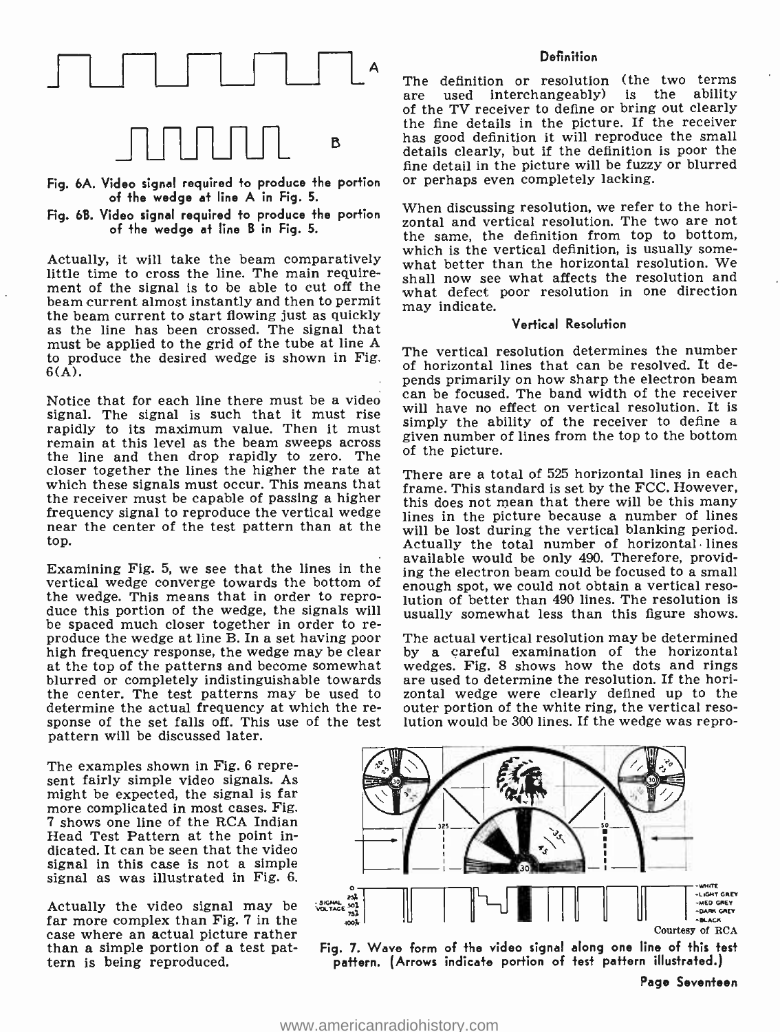Fig. 6A. Video signal required to produce the portion of the wedge at line A in Fig. 5.

Fig. 6B. Video signal required to produce the portion of the wedge at line B in Fig. 5.

Actually, it will take the beam comparatively little time to cross the line. The main requirement of the signal is to be able to cut off the beam current almost instantly and then to permit the beam current to start flowing just as quickly as the line has been crossed. The signal that must be applied to the grid of the tube at line A to produce the desired wedge is shown in Fig. 6(A).

Notice that for each line there must be a video signal. The signal is such that it must rise rapidly to its maximum value. Then it must remain at this level as the beam sweeps across the line and then drop rapidly to zero. The closer together the lines the higher the rate at which these signals must occur. This means that the receiver must be capable of passing a higher frequency signal to reproduce the vertical wedge near the center of the test pattern than at the top.

Examining Fig. 5, we see that the lines in the vertical wedge converge towards the bottom of the wedge. This means that in order to reproduce this portion of the wedge, the signals will be spaced much closer together in order to reproduce the wedge at line B. In a set having poor high frequency response, the wedge may be clear at the top of the patterns and become somewhat blurred or completely indistinguishable towards the center. The test patterns may be used to determine the actual frequency at which the response of the set falls off. This use of the test pattern will be discussed later.

The examples shown in Fig. 6 represent fairly simple video signals. As might be expected, the signal is far more complicated in most cases. Fig. 7 shows one line of the RCA Indian Head Test Pattern at the point indicated. It can be seen that the video signal in this case is not a simple signal as was illustrated in Fig. 6.

Actually the video signal may be far more complex than Fig. 7 in the case where an actual picture rather than a simple portion of a test pattern is being reproduced.

### Definition

The definition or resolution (the two terms are used interchangeably) is the ability of the TV receiver to define or bring out clearly the fine details in the picture. If the receiver has good definition it will reproduce the small details clearly, but if the definition is poor the fine detail in the picture will be fuzzy or blurred or perhaps even completely lacking.

When discussing resolution, we refer to the horizontal and vertical resolution. The two are not the same, the definition from top to bottom, which is the vertical definition, is usually somewhat better than the horizontal resolution. We shall now see what affects the resolution and what defect poor resolution in one direction may indicate.

### Vertical Resolution

The vertical resolution determines the number of horizontal lines that can be resolved. It depends primarily on how sharp the electron beam can be focused. The band width of the receiver will have no effect on vertical resolution. It is simply the ability of the receiver to define a given number of lines from the top to the bottom of the picture.

There are a total of 525 horizontal lines in each frame. This standard is set by the FCC. However, this does not mean that there will be this many lines in the picture because a number of lines will be lost during the vertical blanking period. Actually the total number of horizontal lines available would be only 490. Therefore, providing the electron beam could be focused to a small enough spot, we could not obtain a vertical resolution of better than 490 lines. The resolution is usually somewhat less than this figure shows.

The actual vertical resolution may be determined by a careful examination of the horizontal wedges. Fig. 8 shows how the dots and rings are used to determine the resolution. If the horizontal wedge were clearly defined up to the outer portion of the white ring, the vertical resolution would be 300 lines. If the wedge was repro-

Courtesy of RCA

Fig. 7. Wave form of the video signal along one line of this test pattern. (Arrows indicate portion of test pattern illustrated.)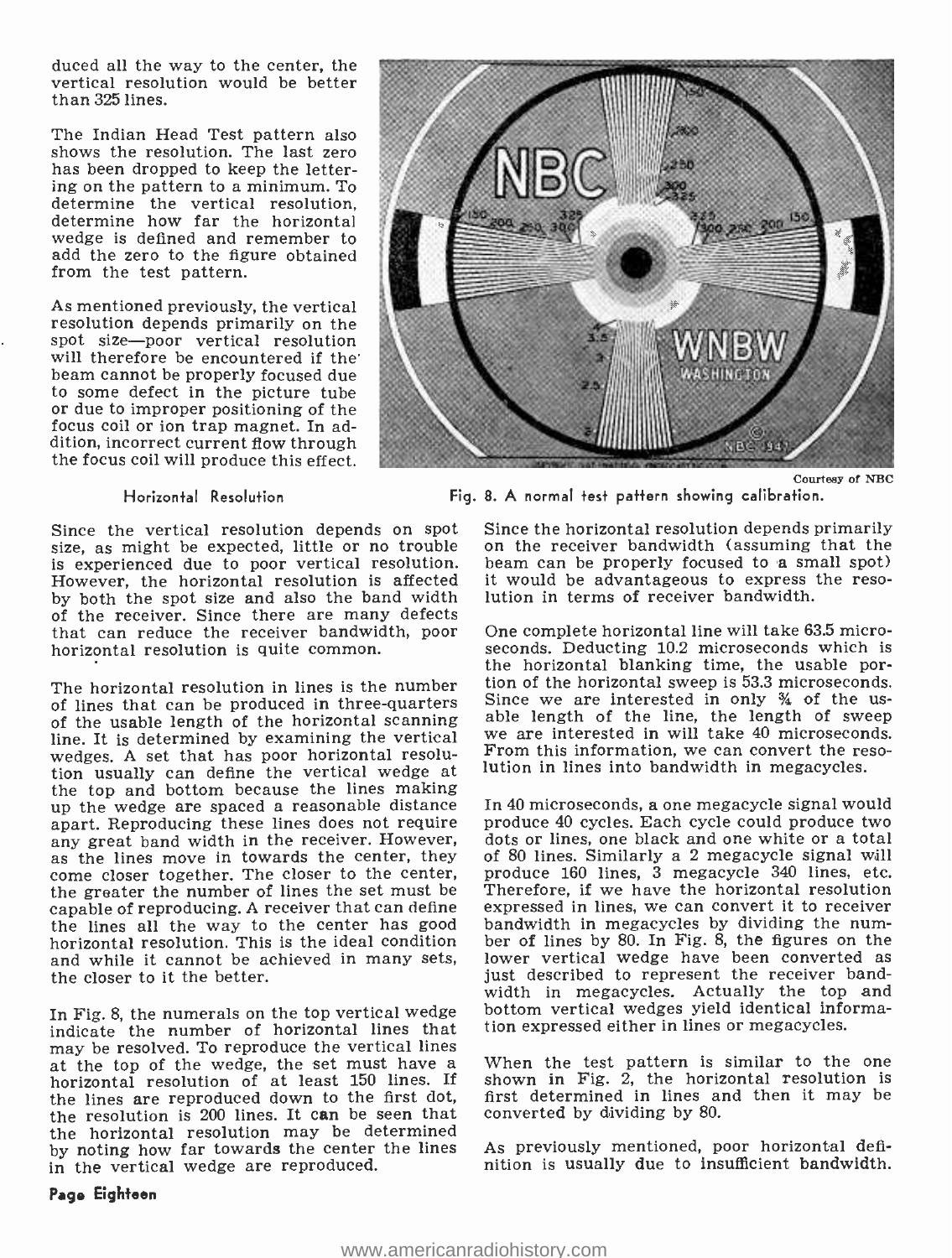duced all the way to the center, the vertical resolution would be better than 325 lines.

The Indian Head Test pattern also shows the resolution. The last zero has been dropped to keep the lettering on the pattern to a minimum. To determine the vertical resolution, determine how far the horizontal wedge is defined and remember to add the zero to the figure obtained from the test pattern.

As mentioned previously, the vertical resolution depends primarily on the spot size—poor vertical resolution will therefore be encountered if the beam cannot be properly focused due to some defect in the picture tube or due to improper positioning of the focus coil or ion trap magnet. In addition, incorrect current flow through the focus coil will produce this effect.

Courtesy of NBC

Fig. 8. A normal test pattern showing calibration.

### Horizontal Resolution

Since the vertical resolution depends on spot size, as might be expected, little or no trouble is experienced due to poor vertical resolution. However, the horizontal resolution is affected by both the spot size and also the band width of the receiver. Since there are many defects that can reduce the receiver bandwidth, poor horizontal resolution is quite common.

The horizontal resolution in lines is the number of lines that can be produced in three-quarters of the usable length of the horizontal scanning line. It is determined by examining the vertical wedges. A set that has poor horizontal resolution usually can define the vertical wedge at the top and bottom because the lines making up the wedge are spaced a reasonable distance apart. Reproducing these lines does not require any great band width in the receiver. However, as the lines move in towards the center, they come closer together. The closer to the center, the greater the number of lines the set must be capable of reproducing. A receiver that can define the lines all the way to the center has good horizontal resolution. This is the ideal condition and while it cannot be achieved in many sets, the closer to it the better.

In Fig. 8, the numerals on the top vertical wedge indicate the number of horizontal lines that may be resolved. To reproduce the vertical lines at the top of the wedge, the set must have a horizontal resolution of at least 150 lines. If the lines are reproduced down to the first dot, the resolution is 200 lines. It can be seen that the horizontal resolution may be determined by noting how far towards the center the lines in the vertical wedge are reproduced.

Since the horizontal resolution depends primarily on the receiver bandwidth (assuming that the beam can be properly focused to a small spot) it would be advantageous to express the resolution in terms of receiver bandwidth.

One complete horizontal line will take 63.5 microseconds. Deducting 10.2 microseconds which is the horizontal blanking time, the usable portion of the horizontal sweep is 53.3 microseconds. Since we are interested in only ¾ of the usable length of the line, the length of sweep we are interested in will take 40 microseconds. From this information, we can convert the resolution in lines into bandwidth in megacycles.

In 40 microseconds, a one megacycle signal would produce 40 cycles. Each cycle could produce two dots or lines, one black and one white or a total of 80 lines. Similarly a 2 megacycle signal will produce 160 lines, 3 megacycle 340 lines, etc. Therefore, if we have the horizontal resolution expressed in lines, we can convert it to receiver bandwidth in megacycles by dividing the number of lines by 80. In Fig. 8, the figures on the lower vertical wedge have been converted as just described to represent the receiver bandwidth in megacycles. Actually the top and bottom vertical wedges yield identical information expressed either in lines or megacycles.

When the test pattern is similar to the one shown in Fig. 2, the horizontal resolution is first determined in lines and then it may be converted by dividing by 80.

As previously mentioned, poor horizontal definition is usually due to insufficient bandwidth.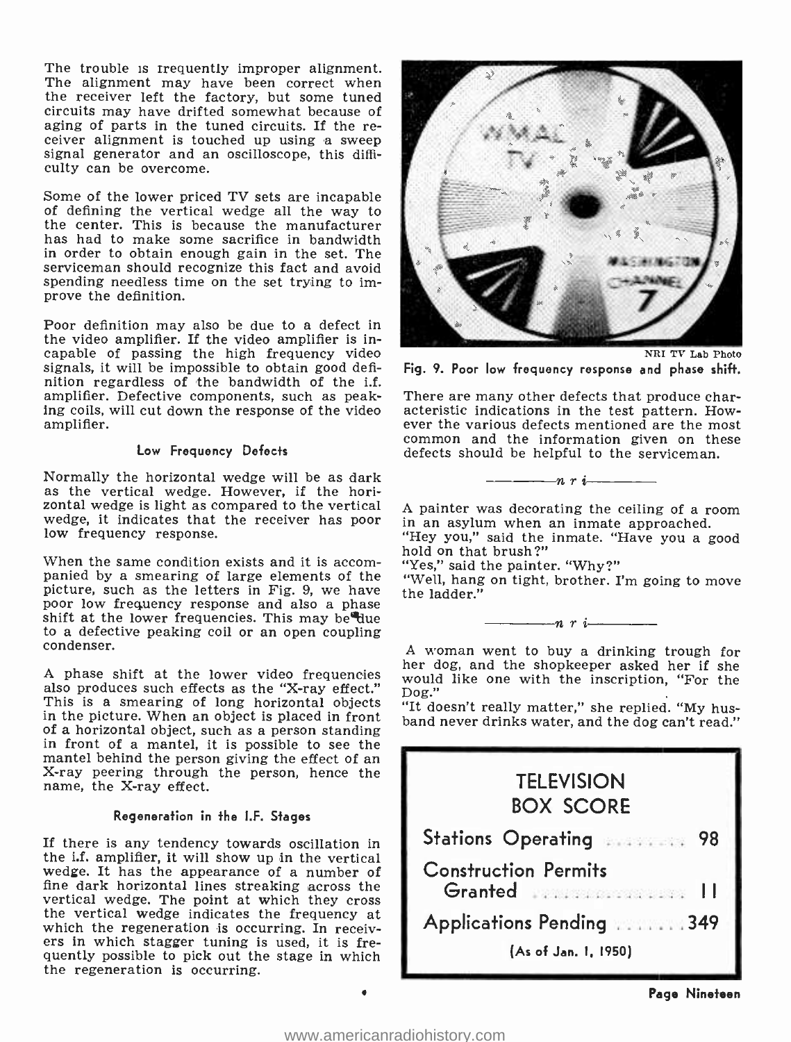The trouble is frequently improper alignment. The alignment may have been correct when the receiver left the factory, but some tuned circuits may have drifted somewhat because of aging of parts in the tuned circuits. If the receiver alignment is touched up using a sweep signal generator and an oscilloscope, this difficulty can be overcome.

Some of the lower priced TV sets are incapable of defining the vertical wedge all the way to the center. This is because the manufacturer has had to make some sacrifice in bandwidth in order to obtain enough gain in the set. The serviceman should recognize this fact and avoid spending needless time on the set trying to improve the definition.

Poor definition may also be due to a defect in the video amplifier. If the video amplifier is incapable of passing the high frequency video signals, it will be impossible to obtain good definition regardless of the bandwidth of the i.f. amplifier. Defective components, such as peaking coils, will cut down the response of the video amplifier.

### Low Frequency Defects

Normally the horizontal wedge will be as dark as the vertical wedge. However, if the horizontal wedge is light as compared to the vertical wedge, it indicates that the receiver has poor low frequency response.

When the same condition exists and it is accompanied by a smearing of large elements of the picture, such as the letters in Fig. 9, we have poor low frequency response and also a phase shift at the lower frequencies. This may be due to a defective peaking coil or an open coupling condenser.

A phase shift at the lower video frequencies also produces such effects as the "X-ray effect." This is a smearing of long horizontal objects in the picture. When an object is placed in front of a horizontal object, such as a person standing in front of a mantel, it is possible to see the mantel behind the person giving the effect of an X-ray peering through the person, hence the name, the X-ray effect.

### Regeneration in the I.F. Stages

If there is any tendency towards oscillation in the i.f. amplifier, it will show up in the vertical wedge. It has the appearance of a number of fine dark horizontal lines streaking across the vertical wedge. The point at which they cross the vertical wedge indicates the frequency at which the regeneration is occurring. In receivers in which stagger tuning is used, it is frequently possible to pick out the stage in which the regeneration is occurring.

NRI TV Lab Photo

Fig. 9. Poor low frequency response and phase shift.

There are many other defects that produce characteristic indications in the test pattern. However the various defects mentioned are the most common and the information given on these defects should be helpful to the serviceman.

——— *n r i* ———

A painter was decorating the ceiling of a room in an asylum when an inmate approached.

"Hey you," said the inmate. "Have you a good hold on that brush?"

"Yes," said the painter. "Why?"

"Well, hang on tight, brother. I'm going to move the ladder."

——— *n r i* ———

A woman went to buy a drinking trough for her dog, and the shopkeeper asked her if she would like one with the inscription, "For the Dog."

"It doesn't really matter," she replied. "My husband never drinks water, and the dog can't read."

## TELEVISION BOX SCORE

| | |
|---|---|
| Stations Operating | 98 |
| Construction Permits Granted | 11 |
| Applications Pending | 349 |

(As of Jan. 1, 1950)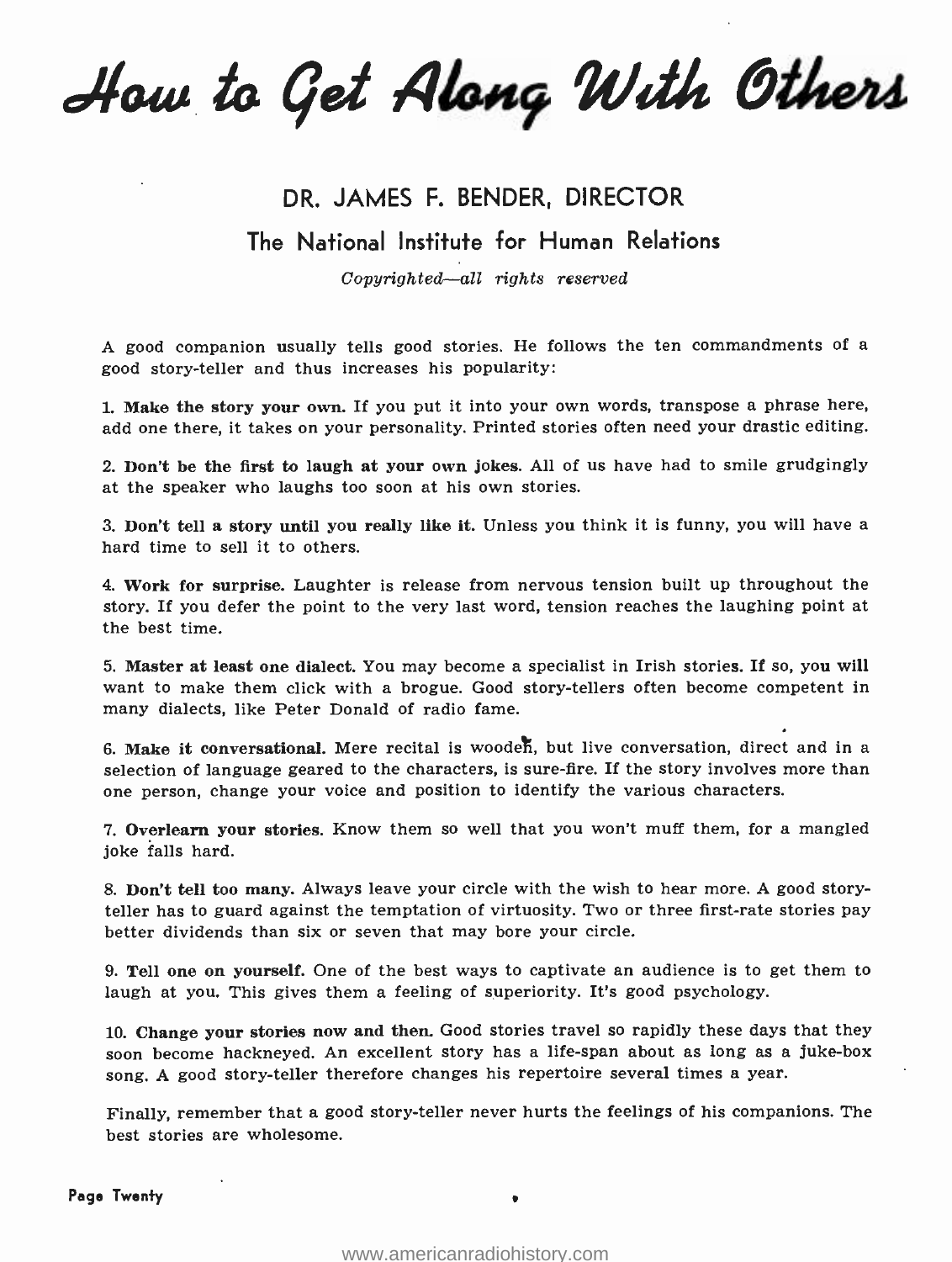# How to Get Along With Others

## DR. JAMES F. BENDER, DIRECTOR

### The National Institute for Human Relations

*Copyrighted—all rights reserved*

A good companion usually tells good stories. He follows the ten commandments of a good story-teller and thus increases his popularity:

1. **Make the story your own.** If you put it into your own words, transpose a phrase here, add one there, it takes on your personality. Printed stories often need your drastic editing.

2. **Don't be the first to laugh at your own jokes.** All of us have had to smile grudgingly at the speaker who laughs too soon at his own stories.

3. **Don't tell a story until you really like it.** Unless you think it is funny, you will have a hard time to sell it to others.

4. **Work for surprise.** Laughter is release from nervous tension built up throughout the story. If you defer the point to the very last word, tension reaches the laughing point at the best time.

5. **Master at least one dialect.** You may become a specialist in Irish stories. If so, you will want to make them click with a brogue. Good story-tellers often become competent in many dialects, like Peter Donald of radio fame.

6. **Make it conversational.** Mere recital is wooden, but live conversation, direct and in a selection of language geared to the characters, is sure-fire. If the story involves more than one person, change your voice and position to identify the various characters.

7. **Overlearn your stories.** Know them so well that you won't muff them, for a mangled joke falls hard.

8. **Don't tell too many.** Always leave your circle with the wish to hear more. A good story-teller has to guard against the temptation of virtuosity. Two or three first-rate stories pay better dividends than six or seven that may bore your circle.

9. **Tell one on yourself.** One of the best ways to captivate an audience is to get them to laugh at you. This gives them a feeling of superiority. It's good psychology.

10. **Change your stories now and then.** Good stories travel so rapidly these days that they soon become hackneyed. An excellent story has a life-span about as long as a juke-box song. A good story-teller therefore changes his repertoire several times a year.

Finally, remember that a good story-teller never hurts the feelings of his companions. The best stories are wholesome.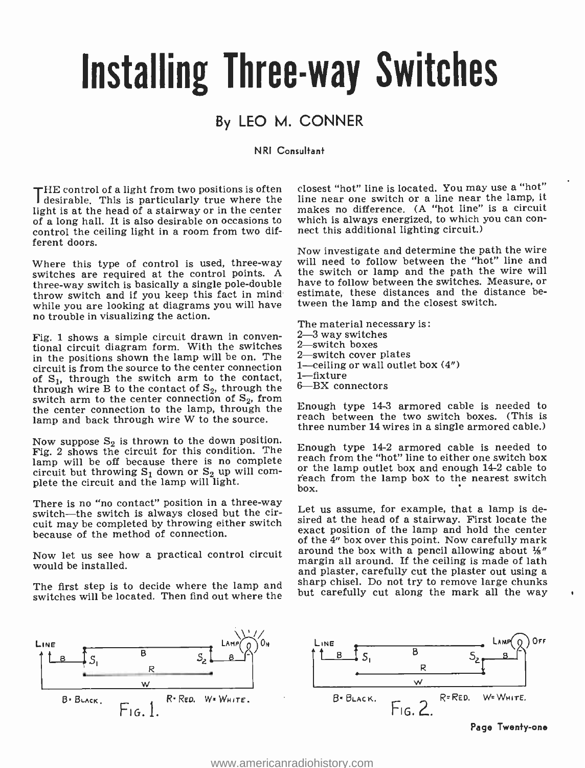# Installing Three-way Switches

## By LEO M. CONNER

NRI Consultant

THE control of a light from two positions is often desirable. This is particularly true where the light is at the head of a stairway or in the center of a long hall. It is also desirable on occasions to control the ceiling light in a room from two different doors.

Where this type of control is used, three-way switches are required at the control points. A three-way switch is basically a single pole-double throw switch and if you keep this fact in mind while you are looking at diagrams you will have no trouble in visualizing the action.

Fig. 1 shows a simple circuit drawn in conventional circuit diagram form. With the switches in the positions shown the lamp will be on. The circuit is from the source to the center connection of $S_1$, through the switch arm to the contact, through wire B to the contact of $S_2$, through the switch arm to the center connection of $S_2$, from the center connection to the lamp, through the lamp and back through wire W to the source.

Now suppose $S_2$ is thrown to the down position. Fig. 2 shows the circuit for this condition. The lamp will be off because there is no complete circuit but throwing $S_1$ down or $S_2$ up will complete the circuit and the lamp will light.

There is no "no contact" position in a three-way switch—the switch is always closed but the circuit may be completed by throwing either switch because of the method of connection.

Now let us see how a practical control circuit would be installed.

The first step is to decide where the lamp and switches will be located. Then find out where the closest "hot" line is located. You may use a "hot" line near one switch or a line near the lamp, it makes no difference. (A "hot line" is a circuit which is always energized, to which you can connect this additional lighting circuit.)

Now investigate and determine the path the wire will need to follow between the "hot" line and the switch or lamp and the path the wire will have to follow between the switches. Measure, or estimate, these distances and the distance between the lamp and the closest switch.

The material necessary is:
2—3 way switches
2—switch boxes
2—switch cover plates
1—ceiling or wall outlet box (4")
1—fixture
6—BX connectors

Enough type 14-3 armored cable is needed to reach between the two switch boxes. (This is three number 14 wires in a single armored cable.)

Enough type 14-2 armored cable is needed to reach from the "hot" line to either one switch box or the lamp outlet box and enough 14-2 cable to reach from the lamp box to the nearest switch box.

Let us assume, for example, that a lamp is desired at the head of a stairway. First locate the exact position of the lamp and hold the center of the 4" box over this point. Now carefully mark around the box with a pencil allowing about ⅛" margin all around. If the ceiling is made of lath and plaster, carefully cut the plaster out using a sharp chisel. Do not try to remove large chunks but carefully cut along the mark all the way

LINE — B — $S_1$ — B — $S_2$ — B — LAMP ON; R; W

B=BLACK. R=RED. W=WHITE.

Fig. 1.

LINE — B — $S_1$ — B — $S_2$ — B — LAMP OFF; R; W

B=BLACK. R=RED. W=WHITE.

Fig. 2.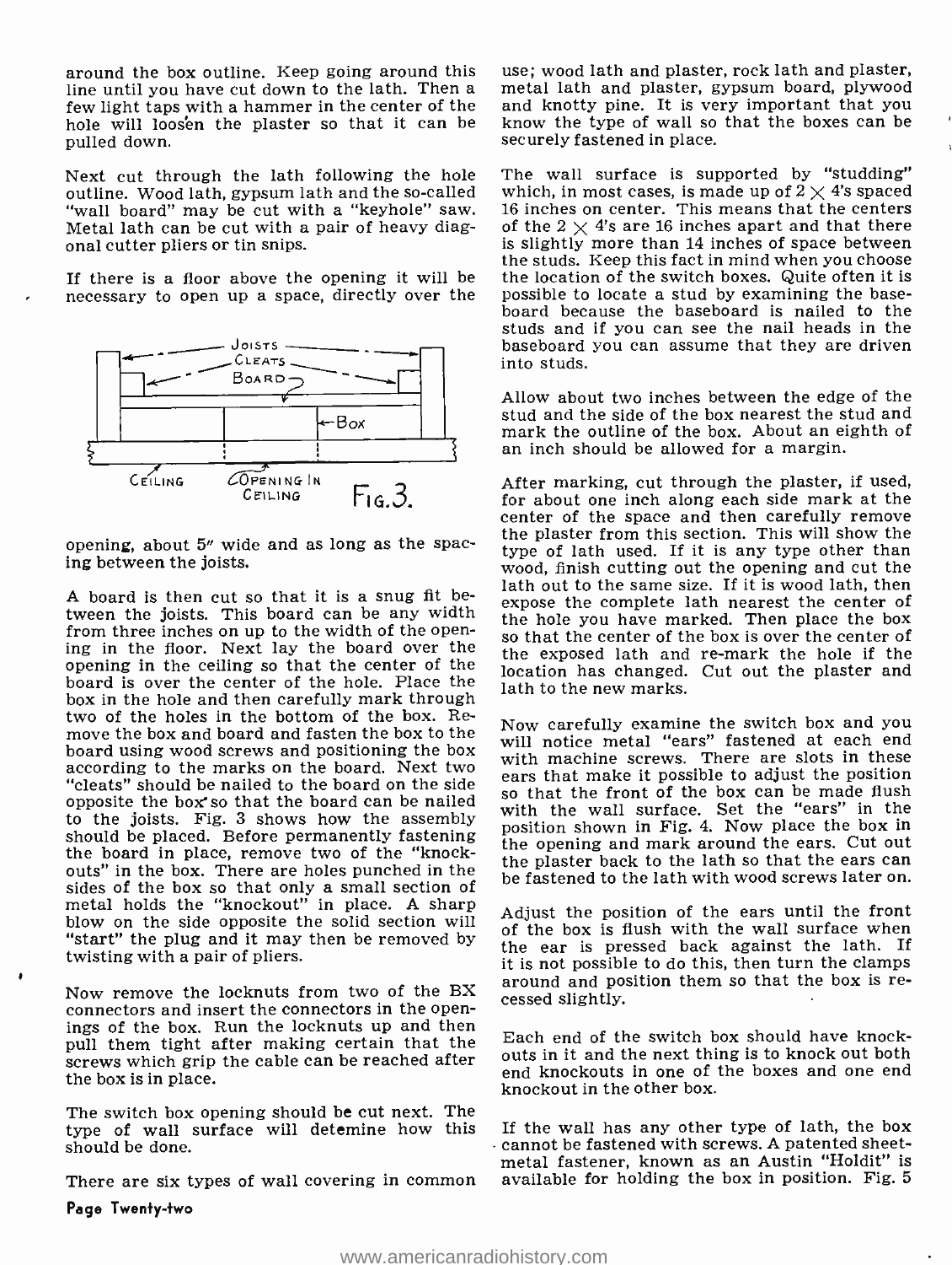around the box outline. Keep going around this line until you have cut down to the lath. Then a few light taps with a hammer in the center of the hole will loosen the plaster so that it can be pulled down.

Next cut through the lath following the hole outline. Wood lath, gypsum lath and the so-called "wall board" may be cut with a "keyhole" saw. Metal lath can be cut with a pair of heavy diagonal cutter pliers or tin snips.

If there is a floor above the opening it will be necessary to open up a space, directly over the opening, about 5" wide and as long as the spacing between the joists.

Fig. 3.

A board is then cut so that it is a snug fit between the joists. This board can be any width from three inches on up to the width of the opening in the floor. Next lay the board over the opening in the ceiling so that the center of the board is over the center of the hole. Place the box in the hole and then carefully mark through two of the holes in the bottom of the box. Remove the box and board and fasten the box to the board using wood screws and positioning the box according to the marks on the board. Next two "cleats" should be nailed to the board on the side opposite the box so that the board can be nailed to the joists. Fig. 3 shows how the assembly should be placed. Before permanently fastening the board in place, remove two of the "knockouts" in the box. There are holes punched in the sides of the box so that only a small section of metal holds the "knockout" in place. A sharp blow on the side opposite the solid section will "start" the plug and it may then be removed by twisting with a pair of pliers.

Now remove the locknuts from two of the BX connectors and insert the connectors in the openings of the box. Run the locknuts up and then pull them tight after making certain that the screws which grip the cable can be reached after the box is in place.

The switch box opening should be cut next. The type of wall surface will detemine how this should be done.

There are six types of wall covering in common use; wood lath and plaster, rock lath and plaster, metal lath and plaster, gypsum board, plywood and knotty pine. It is very important that you know the type of wall so that the boxes can be securely fastened in place.

The wall surface is supported by "studding" which, in most cases, is made up of 2 × 4's spaced 16 inches on center. This means that the centers of the 2 × 4's are 16 inches apart and that there is slightly more than 14 inches of space between the studs. Keep this fact in mind when you choose the location of the switch boxes. Quite often it is possible to locate a stud by examining the baseboard because the baseboard is nailed to the studs and if you can see the nail heads in the baseboard you can assume that they are driven into studs.

Allow about two inches between the edge of the stud and the side of the box nearest the stud and mark the outline of the box. About an eighth of an inch should be allowed for a margin.

After marking, cut through the plaster, if used, for about one inch along each side mark at the center of the space and then carefully remove the plaster from this section. This will show the type of lath used. If it is any type other than wood, finish cutting out the opening and cut the lath out to the same size. If it is wood lath, then expose the complete lath nearest the center of the hole you have marked. Then place the box so that the center of the box is over the center of the exposed lath and re-mark the hole if the location has changed. Cut out the plaster and lath to the new marks.

Now carefully examine the switch box and you will notice metal "ears" fastened at each end with machine screws. There are slots in these ears that make it possible to adjust the position so that the front of the box can be made flush with the wall surface. Set the "ears" in the position shown in Fig. 4. Now place the box in the opening and mark around the ears. Cut out the plaster back to the lath so that the ears can be fastened to the lath with wood screws later on.

Adjust the position of the ears until the front of the box is flush with the wall surface when the ear is pressed back against the lath. If it is not possible to do this, then turn the clamps around and position them so that the box is recessed slightly.

Each end of the switch box should have knockouts in it and the next thing is to knock out both end knockouts in one of the boxes and one end knockout in the other box.

If the wall has any other type of lath, the box cannot be fastened with screws. A patented sheet-metal fastener, known as an Austin "Holdit" is available for holding the box in position. Fig. 5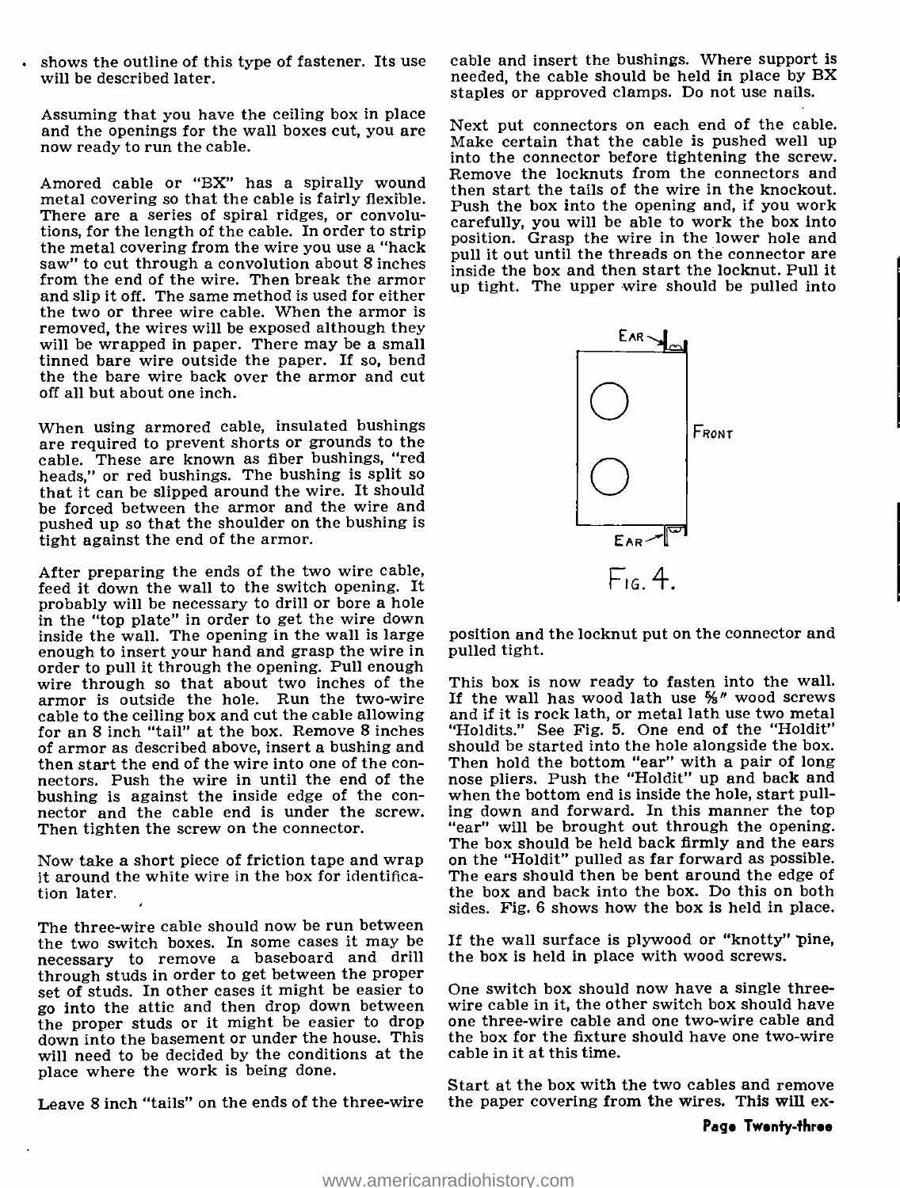shows the outline of this type of fastener. Its use will be described later.

Assuming that you have the ceiling box in place and the openings for the wall boxes cut, you are now ready to run the cable.

Amored cable or "BX" has a spirally wound metal covering so that the cable is fairly flexible. There are a series of spiral ridges, or convolutions, for the length of the cable. In order to strip the metal covering from the wire you use a "hack saw" to cut through a convolution about 8 inches from the end of the wire. Then break the armor and slip it off. The same method is used for either the two or three wire cable. When the armor is removed, the wires will be exposed although they will be wrapped in paper. There may be a small tinned bare wire outside the paper. If so, bend the the bare wire back over the armor and cut off all but about one inch.

When using armored cable, insulated bushings are required to prevent shorts or grounds to the cable. These are known as fiber bushings, "red heads," or red bushings. The bushing is split so that it can be slipped around the wire. It should be forced between the armor and the wire and pushed up so that the shoulder on the bushing is tight against the end of the armor.

After preparing the ends of the two wire cable, feed it down the wall to the switch opening. It probably will be necessary to drill or bore a hole in the "top plate" in order to get the wire down inside the wall. The opening in the wall is large enough to insert your hand and grasp the wire in order to pull it through the opening. Pull enough wire through so that about two inches of the armor is outside the hole. Run the two-wire cable to the ceiling box and cut the cable allowing for an 8 inch "tail" at the box. Remove 8 inches of armor as described above, insert a bushing and then start the end of the wire into one of the connectors. Push the wire in until the end of the bushing is against the inside edge of the connector and the cable end is under the screw. Then tighten the screw on the connector.

Now take a short piece of friction tape and wrap it around the white wire in the box for identification later.

The three-wire cable should now be run between the two switch boxes. In some cases it may be necessary to remove a baseboard and drill through studs in order to get between the proper set of studs. In other cases it might be easier to go into the attic and then drop down between the proper studs or it might be easier to drop down into the basement or under the house. This will need to be decided by the conditions at the place where the work is being done.

Leave 8 inch "tails" on the ends of the three-wire cable and insert the bushings. Where support is needed, the cable should be held in place by BX staples or approved clamps. Do not use nails.

Next put connectors on each end of the cable. Make certain that the cable is pushed well up into the connector before tightening the screw. Remove the locknuts from the connectors and then start the tails of the wire in the knockout. Push the box into the opening and, if you work carefully, you will be able to work the box into position. Grasp the wire in the lower hole and pull it out until the threads on the connector are inside the box and then start the locknut. Pull it up tight. The upper wire should be pulled into position and the locknut put on the connector and pulled tight.

EAR

FRONT

EAR

FIG. 4.

This box is now ready to fasten into the wall. If the wall has wood lath use ⅝" wood screws and if it is rock lath, or metal lath use two metal "Holdits." See Fig. 5. One end of the "Holdit" should be started into the hole alongside the box. Then hold the bottom "ear" with a pair of long nose pliers. Push the "Holdit" up and back and when the bottom end is inside the hole, start pulling down and forward. In this manner the top "ear" will be brought out through the opening. The box should be held back firmly and the ears on the "Holdit" pulled as far forward as possible. The ears should then be bent around the edge of the box and back into the box. Do this on both sides. Fig. 6 shows how the box is held in place.

If the wall surface is plywood or "knotty" pine, the box is held in place with wood screws.

One switch box should now have a single three-wire cable in it, the other switch box should have one three-wire cable and one two-wire cable and the box for the fixture should have one two-wire cable in it at this time.

Start at the box with the two cables and remove the paper covering from the wires. This will ex-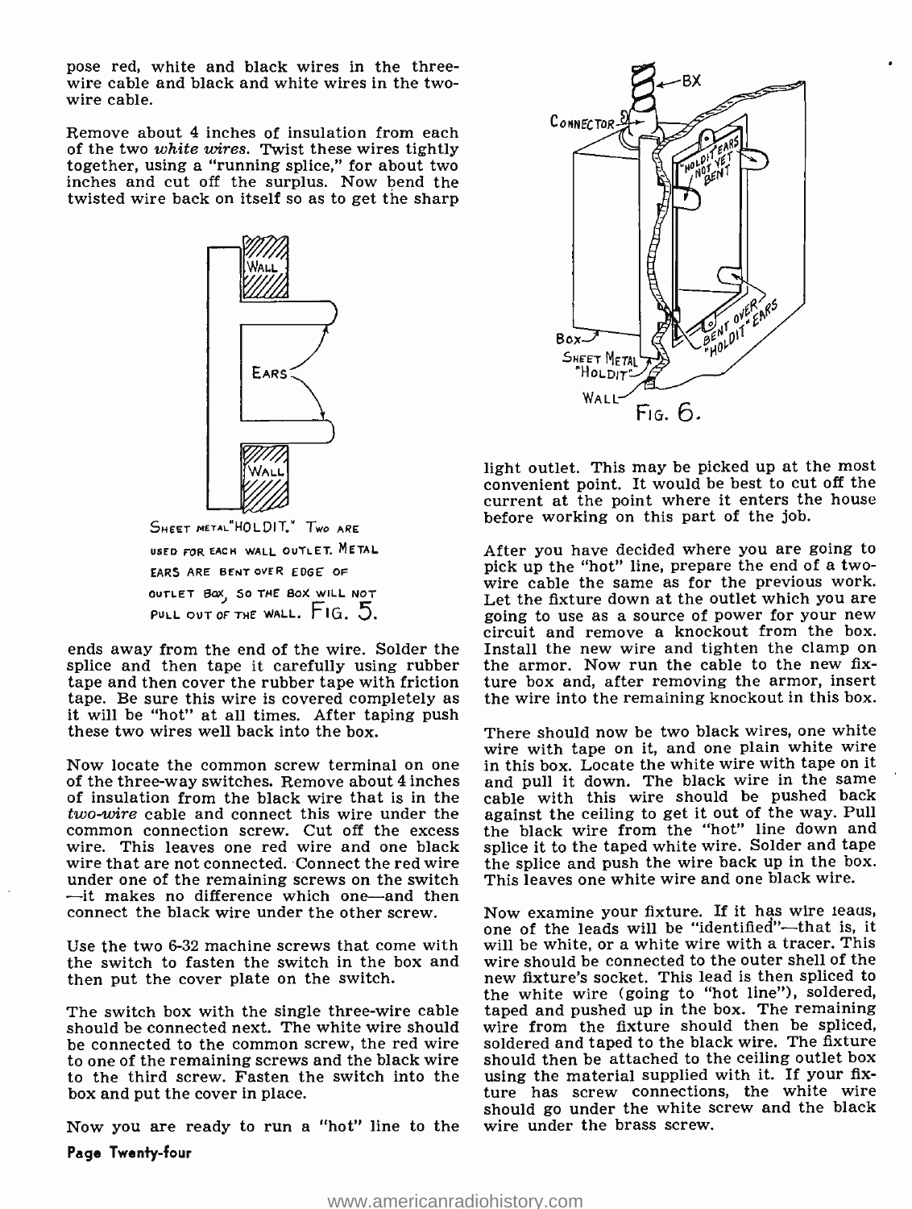pose red, white and black wires in the three-wire cable and black and white wires in the two-wire cable.

Remove about 4 inches of insulation from each of the two *white wires*. Twist these wires tightly together, using a "running splice," for about two inches and cut off the surplus. Now bend the twisted wire back on itself so as to get the sharp ends away from the end of the wire. Solder the splice and then tape it carefully using rubber tape and then cover the rubber tape with friction tape. Be sure this wire is covered completely as it will be "hot" at all times. After taping push these two wires well back into the box.

SHEET METAL "HOLDIT." TWO ARE USED FOR EACH WALL OUTLET. METAL EARS ARE BENT OVER EDGE OF OUTLET BOX, SO THE BOX WILL NOT PULL OUT OF THE WALL. FIG. 5.

Now locate the common screw terminal on one of the three-way switches. Remove about 4 inches of insulation from the black wire that is in the *two-wire* cable and connect this wire under the common connection screw. Cut off the excess wire. This leaves one red wire and one black wire that are not connected. Connect the red wire under one of the remaining screws on the switch —it makes no difference which one—and then connect the black wire under the other screw.

Use the two 6-32 machine screws that come with the switch to fasten the switch in the box and then put the cover plate on the switch.

The switch box with the single three-wire cable should be connected next. The white wire should be connected to the common screw, the red wire to one of the remaining screws and the black wire to the third screw. Fasten the switch into the box and put the cover in place.

Now you are ready to run a "hot" line to the light outlet. This may be picked up at the most convenient point. It would be best to cut off the current at the point where it enters the house before working on this part of the job.

FIG. 6.

After you have decided where you are going to pick up the "hot" line, prepare the end of a two-wire cable the same as for the previous work. Let the fixture down at the outlet which you are going to use as a source of power for your new circuit and remove a knockout from the box. Install the new wire and tighten the clamp on the armor. Now run the cable to the new fixture box and, after removing the armor, insert the wire into the remaining knockout in this box.

There should now be two black wires, one white wire with tape on it, and one plain white wire in this box. Locate the white wire with tape on it and pull it down. The black wire in the same cable with this wire should be pushed back against the ceiling to get it out of the way. Pull the black wire from the "hot" line down and splice it to the taped white wire. Solder and tape the splice and push the wire back up in the box. This leaves one white wire and one black wire.

Now examine your fixture. If it has wire leads, one of the leads will be "identified"—that is, it will be white, or a white wire with a tracer. This wire should be connected to the outer shell of the new fixture's socket. This lead is then spliced to the white wire (going to "hot line"), soldered, taped and pushed up in the box. The remaining wire from the fixture should then be spliced, soldered and taped to the black wire. The fixture should then be attached to the ceiling outlet box using the material supplied with it. If your fixture has screw connections, the white wire should go under the white screw and the black wire under the brass screw.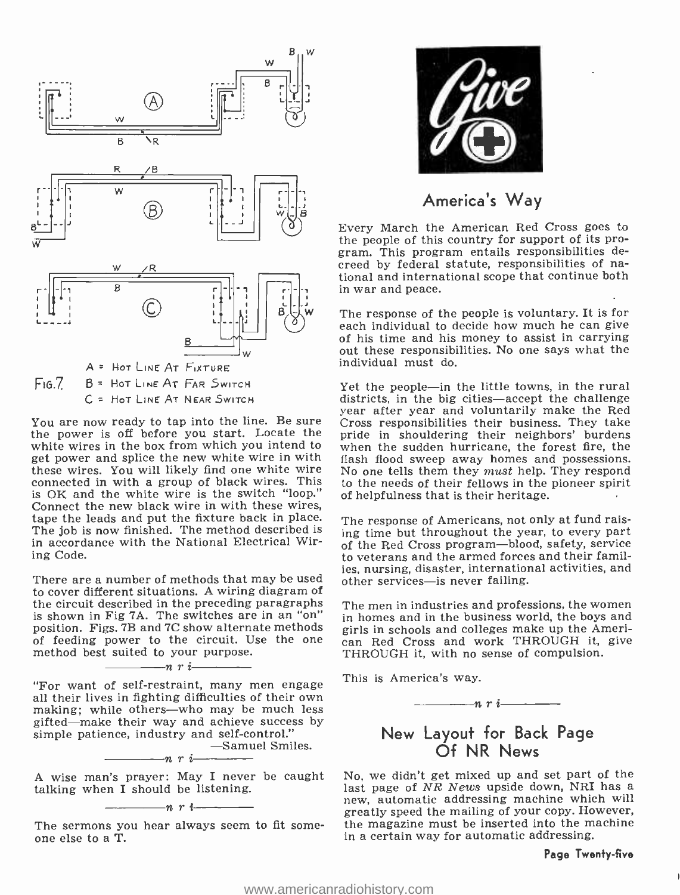A = Hot Line At Fixture
Fig. 7 B = Hot Line At Far Switch
C = Hot Line At Near Switch

You are now ready to tap into the line. Be sure the power is off before you start. Locate the white wires in the box from which you intend to get power and splice the new white wire in with these wires. You will likely find one white wire connected in with a group of black wires. This is OK and the white wire is the switch "loop." Connect the new black wire in with these wires, tape the leads and put the fixture back in place. The job is now finished. The method described is in accordance with the National Electrical Wiring Code.

There are a number of methods that may be used to cover different situations. A wiring diagram of the circuit described in the preceding paragraphs is shown in Fig 7A. The switches are in an "on" position. Figs. 7B and 7C show alternate methods of feeding power to the circuit. Use the one method best suited to your purpose.

*n r i*

"For want of self-restraint, many men engage all their lives in fighting difficulties of their own making; while others—who may be much less gifted—make their way and achieve success by simple patience, industry and self-control."

—Samuel Smiles.

*n r i*

A wise man's prayer: May I never be caught talking when I should be listening.

*n r i*

The sermons you hear always seem to fit someone else to a T.

## America's Way

Every March the American Red Cross goes to the people of this country for support of its program. This program entails responsibilities decreed by federal statute, responsibilities of national and international scope that continue both in war and peace.

The response of the people is voluntary. It is for each individual to decide how much he can give of his time and his money to assist in carrying out these responsibilities. No one says what the individual must do.

Yet the people—in the little towns, in the rural districts, in the big cities—accept the challenge year after year and voluntarily make the Red Cross responsibilities their business. They take pride in shouldering their neighbors' burdens when the sudden hurricane, the forest fire, the flash flood sweep away homes and possessions. No one tells them they *must* help. They respond to the needs of their fellows in the pioneer spirit of helpfulness that is their heritage.

The response of Americans, not only at fund raising time but throughout the year, to every part of the Red Cross program—blood, safety, service to veterans and the armed forces and their families, nursing, disaster, international activities, and other services—is never failing.

The men in industries and professions, the women in homes and in the business world, the boys and girls in schools and colleges make up the American Red Cross and work THROUGH it, give THROUGH it, with no sense of compulsion.

This is America's way.

*n r i*

## New Layout for Back Page Of NR News

No, we didn't get mixed up and set part of the last page of *NR News* upside down, NRI has a new, automatic addressing machine which will greatly speed the mailing of your copy. However, the magazine must be inserted into the machine in a certain way for automatic addressing.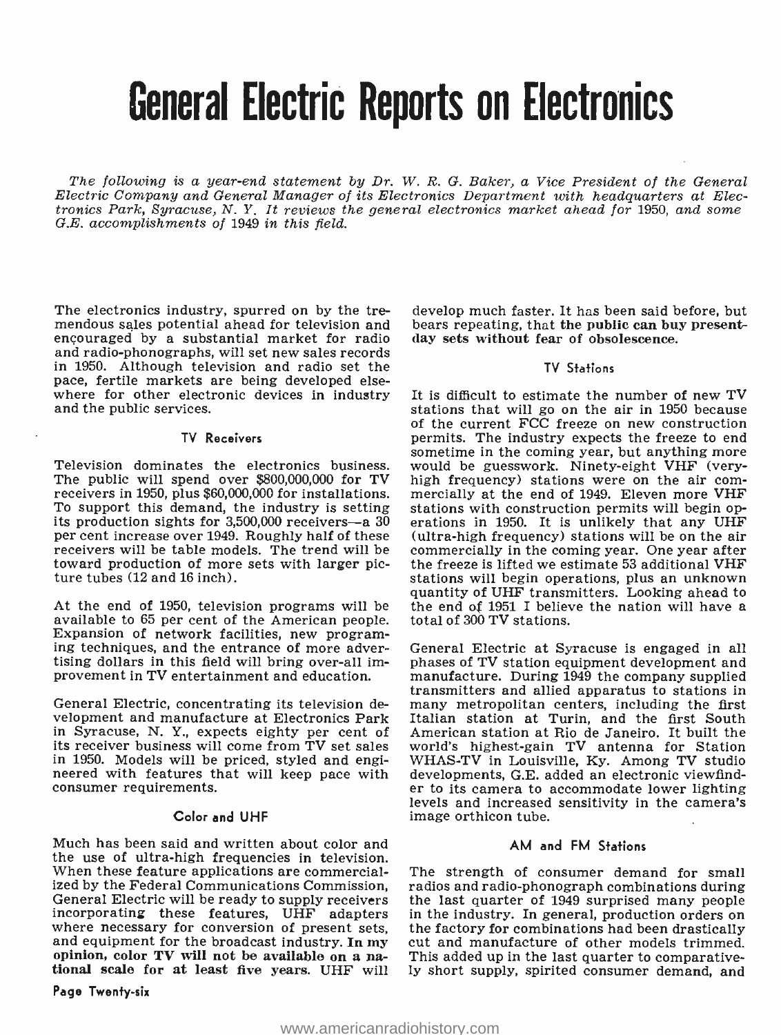# General Electric Reports on Electronics

*The following is a year-end statement by Dr. W. R. G. Baker, a Vice President of the General Electric Company and General Manager of its Electronics Department with headquarters at Electronics Park, Syracuse, N. Y. It reviews the general electronics market ahead for 1950, and some G.E. accomplishments of 1949 in this field.*

The electronics industry, spurred on by the tremendous sales potential ahead for television and encouraged by a substantial market for radio and radio-phonographs, will set new sales records in 1950. Although television and radio set the pace, fertile markets are being developed elsewhere for other electronic devices in industry and the public services.

### TV Receivers

Television dominates the electronics business. The public will spend over $800,000,000 for TV receivers in 1950, plus $60,000,000 for installations. To support this demand, the industry is setting its production sights for 3,500,000 receivers—a 30 per cent increase over 1949. Roughly half of these receivers will be table models. The trend will be toward production of more sets with larger picture tubes (12 and 16 inch).

At the end of 1950, television programs will be available to 65 per cent of the American people. Expansion of network facilities, new programing techniques, and the entrance of more advertising dollars in this field will bring over-all improvement in TV entertainment and education.

General Electric, concentrating its television development and manufacture at Electronics Park in Syracuse, N. Y., expects eighty per cent of its receiver business will come from TV set sales in 1950. Models will be priced, styled and engineered with features that will keep pace with consumer requirements.

### Color and UHF

Much has been said and written about color and the use of ultra-high frequencies in television. When these feature applications are commercialized by the Federal Communications Commission, General Electric will be ready to supply receivers incorporating these features, UHF adapters where necessary for conversion of present sets, and equipment for the broadcast industry. **In my opinion, color TV will not be available on a national scale for at least five years.** UHF will develop much faster. It has been said before, but bears repeating, that **the public can buy present-day sets without fear of obsolescence.**

### TV Stations

It is difficult to estimate the number of new TV stations that will go on the air in 1950 because of the current FCC freeze on new construction permits. The industry expects the freeze to end sometime in the coming year, but anything more would be guesswork. Ninety-eight VHF (very-high frequency) stations were on the air commercially at the end of 1949. Eleven more VHF stations with construction permits will begin operations in 1950. It is unlikely that any UHF (ultra-high frequency) stations will be on the air commercially in the coming year. One year after the freeze is lifted we estimate 53 additional VHF stations will begin operations, plus an unknown quantity of UHF transmitters. Looking ahead to the end of 1951 I believe the nation will have a total of 300 TV stations.

General Electric at Syracuse is engaged in all phases of TV station equipment development and manufacture. During 1949 the company supplied transmitters and allied apparatus to stations in many metropolitan centers, including the first Italian station at Turin, and the first South American station at Rio de Janeiro. It built the world's highest-gain TV antenna for Station WHAS-TV in Louisville, Ky. Among TV studio developments, G.E. added an electronic viewfinder to its camera to accommodate lower lighting levels and increased sensitivity in the camera's image orthicon tube.

### AM and FM Stations

The strength of consumer demand for small radios and radio-phonograph combinations during the last quarter of 1949 surprised many people in the industry. In general, production orders on the factory for combinations had been drastically cut and manufacture of other models trimmed. This added up in the last quarter to comparatively short supply, spirited consumer demand, and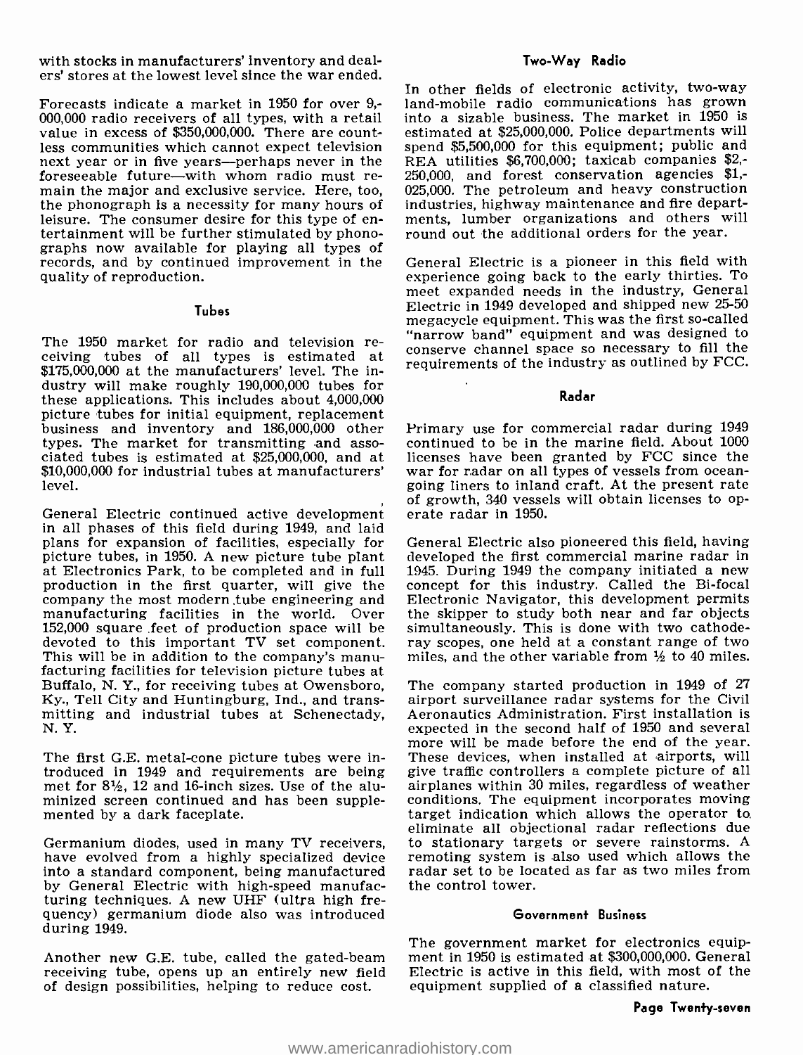with stocks in manufacturers' inventory and dealers' stores at the lowest level since the war ended.

Forecasts indicate a market in 1950 for over 9,000,000 radio receivers of all types, with a retail value in excess of $350,000,000. There are countless communities which cannot expect television next year or in five years—perhaps never in the foreseeable future—with whom radio must remain the major and exclusive service. Here, too, the phonograph is a necessity for many hours of leisure. The consumer desire for this type of entertainment will be further stimulated by phonographs now available for playing all types of records, and by continued improvement in the quality of reproduction.

### Tubes

The 1950 market for radio and television receiving tubes of all types is estimated at $175,000,000 at the manufacturers' level. The industry will make roughly 190,000,000 tubes for these applications. This includes about 4,000,000 picture tubes for initial equipment, replacement business and inventory and 186,000,000 other types. The market for transmitting and associated tubes is estimated at $25,000,000, and at $10,000,000 for industrial tubes at manufacturers' level.

General Electric continued active development in all phases of this field during 1949, and laid plans for expansion of facilities, especially for picture tubes, in 1950. A new picture tube plant at Electronics Park, to be completed and in full production in the first quarter, will give the company the most modern tube engineering and manufacturing facilities in the world. Over 152,000 square feet of production space will be devoted to this important TV set component. This will be in addition to the company's manufacturing facilities for television picture tubes at Buffalo, N. Y., for receiving tubes at Owensboro, Ky., Tell City and Huntingburg, Ind., and transmitting and industrial tubes at Schenectady, N. Y.

The first G.E. metal-cone picture tubes were introduced in 1949 and requirements are being met for 8½, 12 and 16-inch sizes. Use of the aluminized screen continued and has been supplemented by a dark faceplate.

Germanium diodes, used in many TV receivers, have evolved from a highly specialized device into a standard component, being manufactured by General Electric with high-speed manufacturing techniques. A new UHF (ultra high frequency) germanium diode also was introduced during 1949.

Another new G.E. tube, called the gated-beam receiving tube, opens up an entirely new field of design possibilities, helping to reduce cost.

### Two-Way Radio

In other fields of electronic activity, two-way land-mobile radio communications has grown into a sizable business. The market in 1950 is estimated at $25,000,000. Police departments will spend $5,500,000 for this equipment; public and REA utilities $6,700,000; taxicab companies $2,250,000, and forest conservation agencies $1,025,000. The petroleum and heavy construction industries, highway maintenance and fire departments, lumber organizations and others will round out the additional orders for the year.

General Electric is a pioneer in this field with experience going back to the early thirties. To meet expanded needs in the industry, General Electric in 1949 developed and shipped new 25-50 megacycle equipment. This was the first so-called "narrow band" equipment and was designed to conserve channel space so necessary to fill the requirements of the industry as outlined by FCC.

### Radar

Primary use for commercial radar during 1949 continued to be in the marine field. About 1000 licenses have been granted by FCC since the war for radar on all types of vessels from ocean-going liners to inland craft. At the present rate of growth, 340 vessels will obtain licenses to operate radar in 1950.

General Electric also pioneered this field, having developed the first commercial marine radar in 1945. During 1949 the company initiated a new concept for this industry. Called the Bi-focal Electronic Navigator, this development permits the skipper to study both near and far objects simultaneously. This is done with two cathode-ray scopes, one held at a constant range of two miles, and the other variable from ½ to 40 miles.

The company started production in 1949 of 27 airport surveillance radar systems for the Civil Aeronautics Administration. First installation is expected in the second half of 1950 and several more will be made before the end of the year. These devices, when installed at airports, will give traffic controllers a complete picture of all airplanes within 30 miles, regardless of weather conditions. The equipment incorporates moving target indication which allows the operator to eliminate all objectional radar reflections due to stationary targets or severe rainstorms. A remoting system is also used which allows the radar set to be located as far as two miles from the control tower.

### Government Business

The government market for electronics equipment in 1950 is estimated at $300,000,000. General Electric is active in this field, with most of the equipment supplied of a classified nature.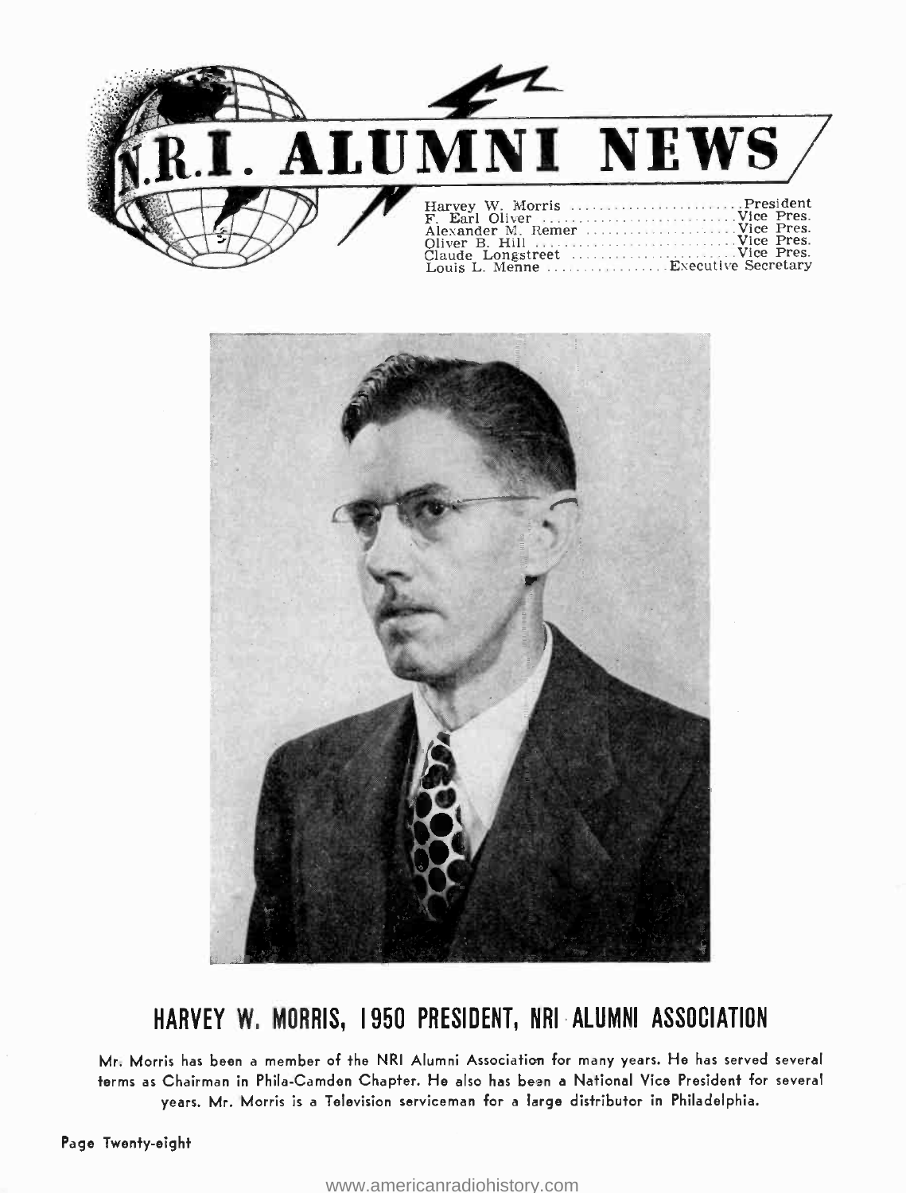# N.R.I. ALUMNI NEWS

Harvey W. Morris ........................ President
F. Earl Oliver ........................... Vice Pres.
Alexander M. Remer ...................... Vice Pres.
Oliver B. Hill ............................ Vice Pres.
Claude Longstreet ........................ Vice Pres.
Louis L. Menne ................. Executive Secretary

## HARVEY W. MORRIS, 1950 PRESIDENT, NRI ALUMNI ASSOCIATION

Mr. Morris has been a member of the NRI Alumni Association for many years. He has served several terms as Chairman in Phila-Camden Chapter. He also has been a National Vice President for several years. Mr. Morris is a Television serviceman for a large distributor in Philadelphia.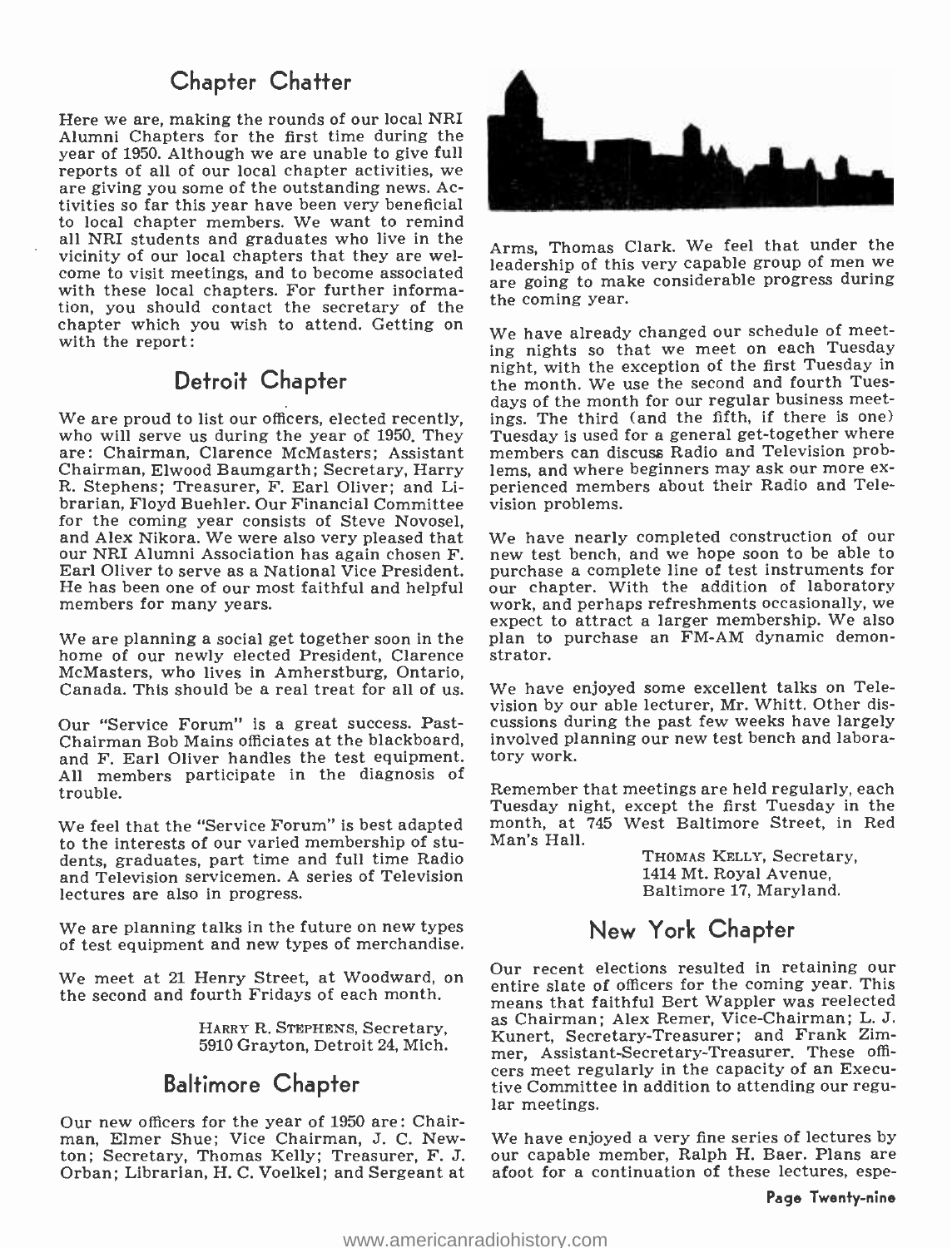# Chapter Chatter

Here we are, making the rounds of our local NRI Alumni Chapters for the first time during the year of 1950. Although we are unable to give full reports of all of our local chapter activities, we are giving you some of the outstanding news. Activities so far this year have been very beneficial to local chapter members. We want to remind all NRI students and graduates who live in the vicinity of our local chapters that they are welcome to visit meetings, and to become associated with these local chapters. For further information, you should contact the secretary of the chapter which you wish to attend. Getting on with the report:

## Detroit Chapter

We are proud to list our officers, elected recently, who will serve us during the year of 1950. They are: Chairman, Clarence McMasters; Assistant Chairman, Elwood Baumgarth; Secretary, Harry R. Stephens; Treasurer, F. Earl Oliver; and Librarian, Floyd Buehler. Our Financial Committee for the coming year consists of Steve Novosel, and Alex Nikora. We were also very pleased that our NRI Alumni Association has again chosen F. Earl Oliver to serve as a National Vice President. He has been one of our most faithful and helpful members for many years.

We are planning a social get together soon in the home of our newly elected President, Clarence McMasters, who lives in Amherstburg, Ontario, Canada. This should be a real treat for all of us.

Our "Service Forum" is a great success. Past-Chairman Bob Mains officiates at the blackboard, and F. Earl Oliver handles the test equipment. All members participate in the diagnosis of trouble.

We feel that the "Service Forum" is best adapted to the interests of our varied membership of students, graduates, part time and full time Radio and Television servicemen. A series of Television lectures are also in progress.

We are planning talks in the future on new types of test equipment and new types of merchandise.

We meet at 21 Henry Street, at Woodward, on the second and fourth Fridays of each month.

HARRY R. STEPHENS, Secretary,
5910 Grayton, Detroit 24, Mich.

## Baltimore Chapter

Our new officers for the year of 1950 are: Chairman, Elmer Shue; Vice Chairman, J. C. Newton; Secretary, Thomas Kelly; Treasurer, F. J. Orban; Librarian, H. C. Voelkel; and Sergeant at Arms, Thomas Clark. We feel that under the leadership of this very capable group of men we are going to make considerable progress during the coming year.

We have already changed our schedule of meeting nights so that we meet on each Tuesday night, with the exception of the first Tuesday in the month. We use the second and fourth Tuesdays of the month for our regular business meetings. The third (and the fifth, if there is one) Tuesday is used for a general get-together where members can discuss Radio and Television problems, and where beginners may ask our more experienced members about their Radio and Television problems.

We have nearly completed construction of our new test bench, and we hope soon to be able to purchase a complete line of test instruments for our chapter. With the addition of laboratory work, and perhaps refreshments occasionally, we expect to attract a larger membership. We also plan to purchase an FM-AM dynamic demonstrator.

We have enjoyed some excellent talks on Television by our able lecturer, Mr. Whitt. Other discussions during the past few weeks have largely involved planning our new test bench and laboratory work.

Remember that meetings are held regularly, each Tuesday night, except the first Tuesday in the month, at 745 West Baltimore Street, in Red Man's Hall.

THOMAS KELLY, Secretary,
1414 Mt. Royal Avenue,
Baltimore 17, Maryland.

## New York Chapter

Our recent elections resulted in retaining our entire slate of officers for the coming year. This means that faithful Bert Wappler was reelected as Chairman; Alex Remer, Vice-Chairman; L. J. Kunert, Secretary-Treasurer; and Frank Zimmer, Assistant-Secretary-Treasurer. These officers meet regularly in the capacity of an Executive Committee in addition to attending our regular meetings.

We have enjoyed a very fine series of lectures by our capable member, Ralph H. Baer. Plans are afoot for a continuation of these lectures, espe-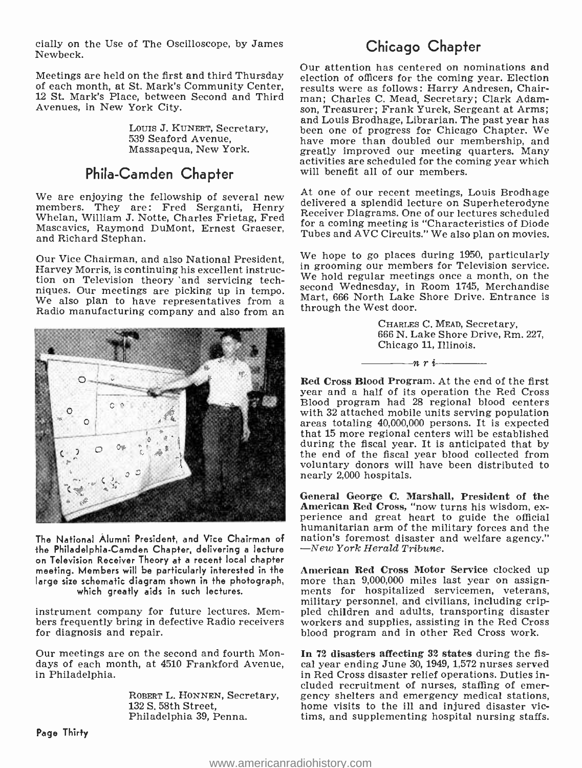cially on the Use of The Oscilloscope, by James Newbeck.

Meetings are held on the first and third Thursday of each month, at St. Mark's Community Center, 12 St. Mark's Place, between Second and Third Avenues, in New York City.

LOUIS J. KUNERT, Secretary,
539 Seaford Avenue,
Massapequa, New York.

## Phila-Camden Chapter

We are enjoying the fellowship of several new members. They are: Fred Serganti, Henry Whelan, William J. Notte, Charles Frietag, Fred Mascavics, Raymond DuMont, Ernest Graeser, and Richard Stephan.

Our Vice Chairman, and also National President, Harvey Morris, is continuing his excellent instruction on Television theory and servicing techniques. Our meetings are picking up in tempo. We also plan to have representatives from a Radio manufacturing company and also from an instrument company for future lectures. Members frequently bring in defective Radio receivers for diagnosis and repair.

The National Alumni President, and Vice Chairman of the Philadelphia-Camden Chapter, delivering a lecture on Television Receiver Theory at a recent local chapter meeting. Members will be particularly interested in the large size schematic diagram shown in the photograph, which greatly aids in such lectures.

Our meetings are on the second and fourth Mondays of each month, at 4510 Frankford Avenue, in Philadelphia.

ROBERT L. HONNEN, Secretary,
132 S. 58th Street,
Philadelphia 39, Penna.

## Chicago Chapter

Our attention has centered on nominations and election of officers for the coming year. Election results were as follows: Harry Andresen, Chairman; Charles C. Mead, Secretary; Clark Adamson, Treasurer; Frank Yurek, Sergeant at Arms; and Louis Brodhage, Librarian. The past year has been one of progress for Chicago Chapter. We have more than doubled our membership, and greatly improved our meeting quarters. Many activities are scheduled for the coming year which will benefit all of our members.

At one of our recent meetings, Louis Brodhage delivered a splendid lecture on Superheterodyne Receiver Diagrams. One of our lectures scheduled for a coming meeting is "Characteristics of Diode Tubes and AVC Circuits." We also plan on movies.

We hope to go places during 1950, particularly in grooming our members for Television service. We hold regular meetings once a month, on the second Wednesday, in Room 1745, Merchandise Mart, 666 North Lake Shore Drive. Entrance is through the West door.

CHARLES C. MEAD, Secretary,
666 N. Lake Shore Drive, Rm. 227,
Chicago 11, Illinois.

——— n r i ———

**Red Cross Blood Program.** At the end of the first year and a half of its operation the Red Cross Blood program had 28 regional blood centers with 32 attached mobile units serving population areas totaling 40,000,000 persons. It is expected that 15 more regional centers will be established during the fiscal year. It is anticipated that by the end of the fiscal year blood collected from voluntary donors will have been distributed to nearly 2,000 hospitals.

**General George C. Marshall, President of the American Red Cross,** "now turns his wisdom, experience and great heart to guide the official humanitarian arm of the military forces and the nation's foremost disaster and welfare agency." —*New York Herald Tribune.*

**American Red Cross Motor Service** clocked up more than 9,000,000 miles last year on assignments for hospitalized servicemen, veterans, military personnel, and civilians, including crippled children and adults, transporting disaster workers and supplies, assisting in the Red Cross blood program and in other Red Cross work.

**In 72 disasters affecting 32 states** during the fiscal year ending June 30, 1949, 1,572 nurses served in Red Cross disaster relief operations. Duties included recruitment of nurses, staffing of emergency shelters and emergency medical stations, home visits to the ill and injured disaster victims, and supplementing hospital nursing staffs.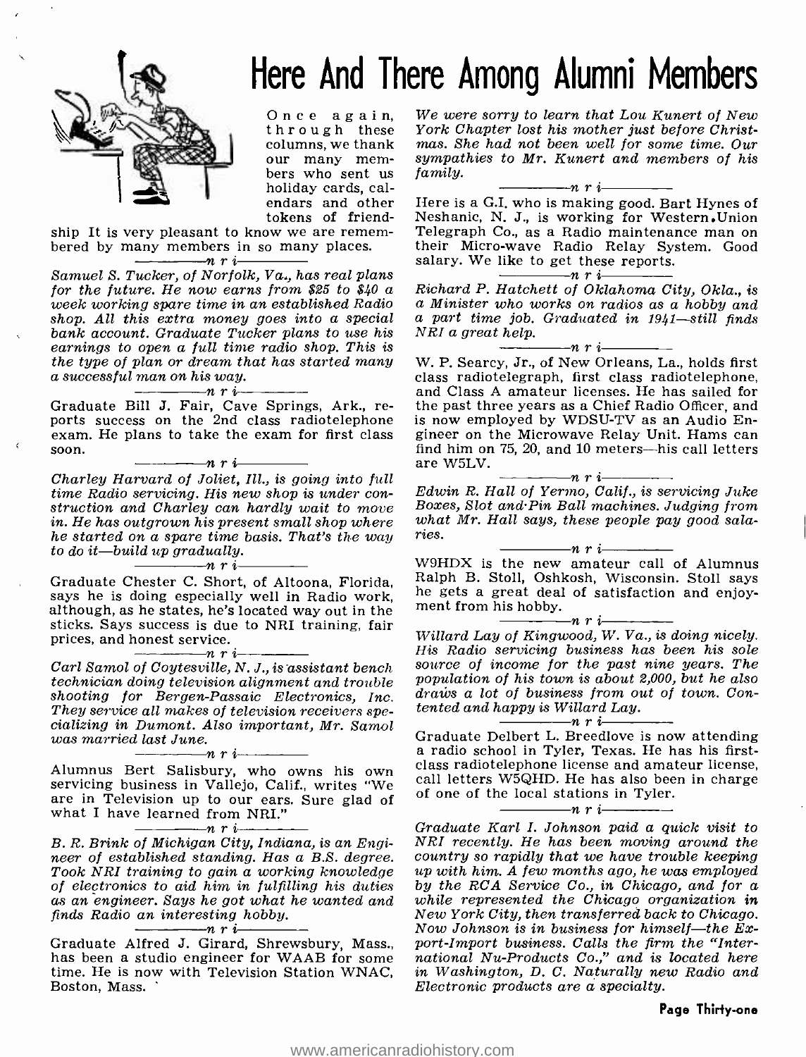# Here And There Among Alumni Members

Once again, through these columns, we thank our many members who sent us holiday cards, calendars and other tokens of friendship It is very pleasant to know we are remembered by many members in so many places.

n r i

*Samuel S. Tucker, of Norfolk, Va., has real plans for the future. He now earns from $25 to $40 a week working spare time in an established Radio shop. All this extra money goes into a special bank account. Graduate Tucker plans to use his earnings to open a full time radio shop. This is the type of plan or dream that has started many a successful man on his way.*

n r i

Graduate Bill J. Fair, Cave Springs, Ark., reports success on the 2nd class radiotelephone exam. He plans to take the exam for first class soon.

n r i

*Charley Harvard of Joliet, Ill., is going into full time Radio servicing. His new shop is under construction and Charley can hardly wait to move in. He has outgrown his present small shop where he started on a spare time basis. That's the way to do it—build up gradually.*

n r i

Graduate Chester C. Short, of Altoona, Florida, says he is doing especially well in Radio work, although, as he states, he's located way out in the sticks. Says success is due to NRI training, fair prices, and honest service.

n r i

*Carl Samol of Coytesville, N. J., is assistant bench technician doing television alignment and trouble shooting for Bergen-Passaic Electronics, Inc. They service all makes of television receivers specializing in Dumont. Also important, Mr. Samol was married last June.*

n r i

Alumnus Bert Salisbury, who owns his own servicing business in Vallejo, Calif., writes "We are in Television up to our ears. Sure glad of what I have learned from NRI."

n r i

*B. R. Brink of Michigan City, Indiana, is an Engineer of established standing. Has a B.S. degree. Took NRI training to gain a working knowledge of electronics to aid him in fulfilling his duties as an engineer. Says he got what he wanted and finds Radio an interesting hobby.*

n r i

Graduate Alfred J. Girard, Shrewsbury, Mass., has been a studio engineer for WAAB for some time. He is now with Television Station WNAC, Boston, Mass.

n r i

*We were sorry to learn that Lou Kunert of New York Chapter lost his mother just before Christmas. She had not been well for some time. Our sympathies to Mr. Kunert and members of his family.*

n r i

Here is a G.I. who is making good. Bart Hynes of Neshanic, N. J., is working for Western Union Telegraph Co., as a Radio maintenance man on their Micro-wave Radio Relay System. Good salary. We like to get these reports.

n r i

*Richard P. Hatchett of Oklahoma City, Okla., is a Minister who works on radios as a hobby and a part time job. Graduated in 1941—still finds NRI a great help.*

n r i

W. P. Searcy, Jr., of New Orleans, La., holds first class radiotelegraph, first class radiotelephone, and Class A amateur licenses. He has sailed for the past three years as a Chief Radio Officer, and is now employed by WDSU-TV as an Audio Engineer on the Microwave Relay Unit. Hams can find him on 75, 20, and 10 meters—his call letters are W5LV.

n r i

*Edwin R. Hall of Yermo, Calif., is servicing Juke Boxes, Slot and Pin Ball machines. Judging from what Mr. Hall says, these people pay good salaries.*

n r i

W9HDX is the new amateur call of Alumnus Ralph B. Stoll, Oshkosh, Wisconsin. Stoll says he gets a great deal of satisfaction and enjoyment from his hobby.

n r i

*Willard Lay of Kingwood, W. Va., is doing nicely. His Radio servicing business has been his sole source of income for the past nine years. The population of his town is about 2,000, but he also draws a lot of business from out of town. Contented and happy is Willard Lay.*

n r i

Graduate Delbert L. Breedlove is now attending a radio school in Tyler, Texas. He has his first-class radiotelephone license and amateur license, call letters W5QHD. He has also been in charge of one of the local stations in Tyler.

n r i

*Graduate Karl I. Johnson paid a quick visit to NRI recently. He has been moving around the country so rapidly that we have trouble keeping up with him. A few months ago, he was employed by the RCA Service Co., in Chicago, and for a while represented the Chicago organization in New York City, then transferred back to Chicago. Now Johnson is in business for himself—the Export-Import business. Calls the firm the "International Nu-Products Co.," and is located here in Washington, D. C. Naturally new Radio and Electronic products are a specialty.*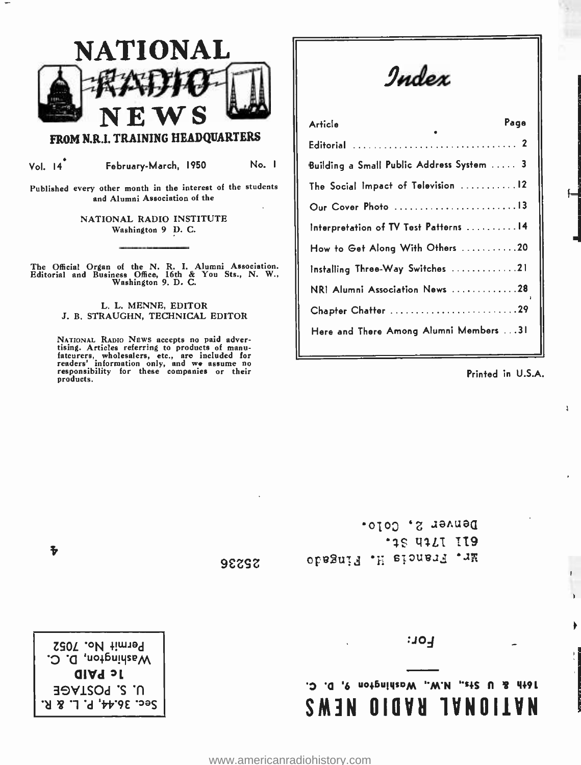# NATIONAL RADIO NEWS

## FROM N.R.I. TRAINING HEADQUARTERS

Vol. 14 February-March, 1950 No. 1

Published every other month in the interest of the students and Alumni Association of the

NATIONAL RADIO INSTITUTE
Washington 9 D. C.

The Official Organ of the N. R. I. Alumni Association. Editorial and Business Office, 16th & You Sts., N. W., Washington 9. D. C.

L. L. MENNE, EDITOR
J. B. STRAUGHN, TECHNICAL EDITOR

NATIONAL RADIO NEWS accepts no paid advertising. Articles referring to products of manufatcurers, wholesalers, etc., are included for readers' information only, and we assume no responsibility for these companies or their products.

## Index

| Article | Page |
|---|---|
| Editorial | 2 |
| Building a Small Public Address System | 3 |
| The Social Impact of Television | 12 |
| Our Cover Photo | 13 |
| Interpretation of TV Test Patterns | 14 |
| How to Get Along With Others | 20 |
| Installing Three-Way Switches | 21 |
| NRI Alumni Association News | 28 |
| Chapter Chatter | 29 |
| Here and There Among Alumni Members | 31 |

Printed in U.S.A.

NATIONAL RADIO NEWS
16th & U Sts., N.W., Washington 9, D. C.

For:

Mr. Francis H. Fingado
611 17th St.
Denver 2, Colo.

25236

Sec. 36.44, P. L. & R.
U. S. POSTAGE
1c PAID
Washington, D. C.
Permit No. 7052